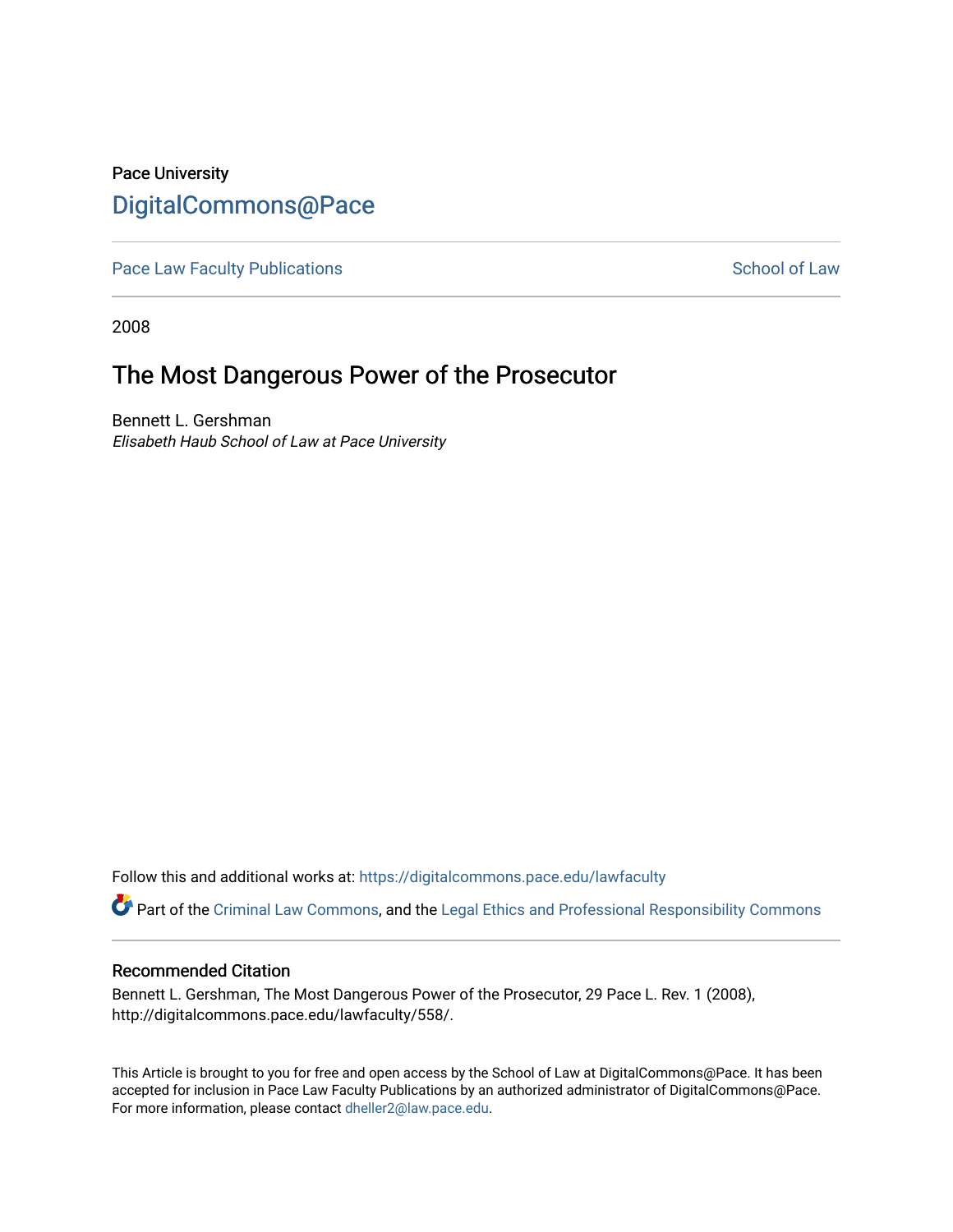Pace University

# DigitalCommons@Pace

Pace Law Faculty Publications | School of Law

2008

## The Most Dangerous Power of the Prosecutor

Bennett L. Gershman
*Elisabeth Haub School of Law at Pace University*

Follow this and additional works at: https://digitalcommons.pace.edu/lawfaculty

Part of the Criminal Law Commons, and the Legal Ethics and Professional Responsibility Commons

### Recommended Citation

Bennett L. Gershman, The Most Dangerous Power of the Prosecutor, 29 Pace L. Rev. 1 (2008), http://digitalcommons.pace.edu/lawfaculty/558/.

This Article is brought to you for free and open access by the School of Law at DigitalCommons@Pace. It has been accepted for inclusion in Pace Law Faculty Publications by an authorized administrator of DigitalCommons@Pace. For more information, please contact dheller2@law.pace.edu.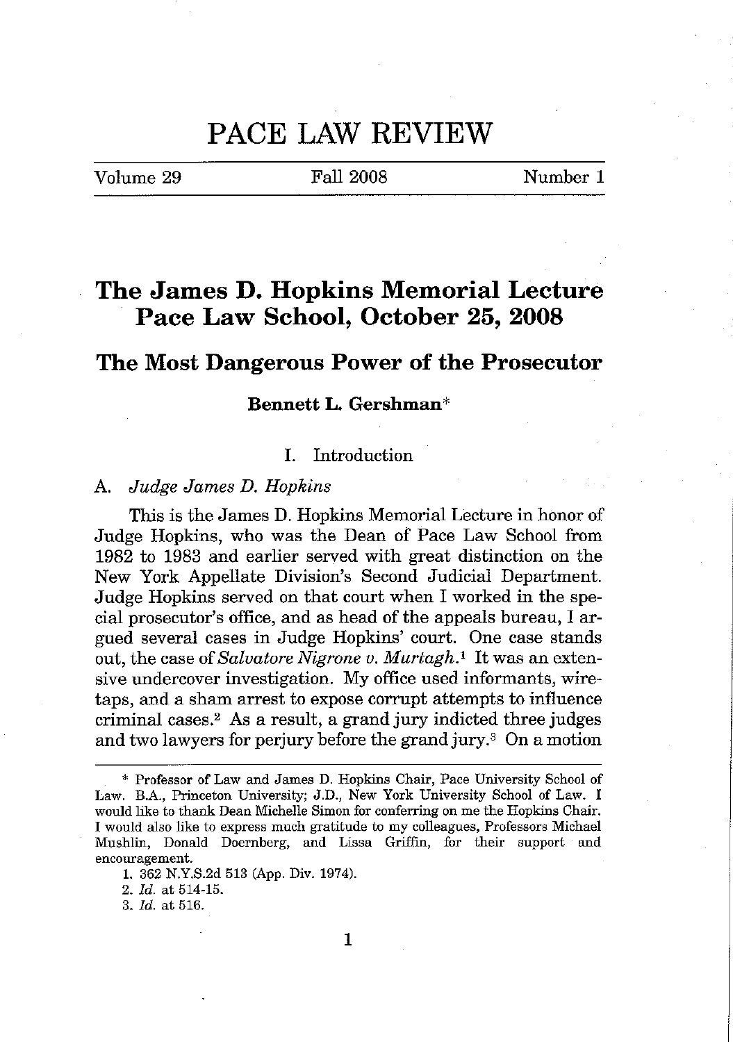# PACE LAW REVIEW

Volume 29 | Fall 2008 | Number 1

## The James D. Hopkins Memorial Lecture Pace Law School, October 25, 2008

## The Most Dangerous Power of the Prosecutor

**Bennett L. Gershman***

### I. Introduction

#### A. *Judge James D. Hopkins*

This is the James D. Hopkins Memorial Lecture in honor of Judge Hopkins, who was the Dean of Pace Law School from 1982 to 1983 and earlier served with great distinction on the New York Appellate Division's Second Judicial Department. Judge Hopkins served on that court when I worked in the special prosecutor's office, and as head of the appeals bureau, I argued several cases in Judge Hopkins' court. One case stands out, the case of *Salvatore Nigrone v. Murtagh*.[1] It was an extensive undercover investigation. My office used informants, wiretaps, and a sham arrest to expose corrupt attempts to influence criminal cases.[2] As a result, a grand jury indicted three judges and two lawyers for perjury before the grand jury.[3] On a motion

---

\* Professor of Law and James D. Hopkins Chair, Pace University School of Law. B.A., Princeton University; J.D., New York University School of Law. I would like to thank Dean Michelle Simon for conferring on me the Hopkins Chair. I would also like to express much gratitude to my colleagues, Professors Michael Mushlin, Donald Doernberg, and Lissa Griffin, for their support and encouragement.

1. 362 N.Y.S.2d 513 (App. Div. 1974).

2. *Id.* at 514-15.

3. *Id.* at 516.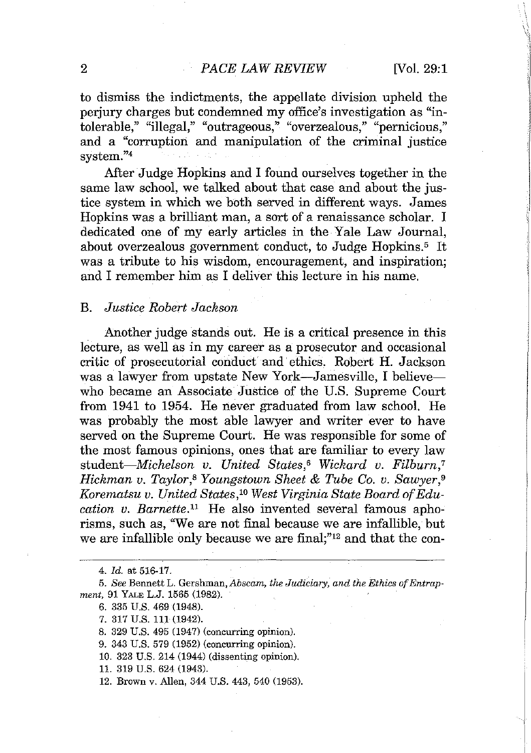to dismiss the indictments, the appellate division upheld the perjury charges but condemned my office's investigation as "intolerable," "illegal," "outrageous," "overzealous," "pernicious," and a "corruption and manipulation of the criminal justice system."[4]

After Judge Hopkins and I found ourselves together in the same law school, we talked about that case and about the justice system in which we both served in different ways. James Hopkins was a brilliant man, a sort of a renaissance scholar. I dedicated one of my early articles in the Yale Law Journal, about overzealous government conduct, to Judge Hopkins.[5] It was a tribute to his wisdom, encouragement, and inspiration; and I remember him as I deliver this lecture in his name.

### B. *Justice Robert Jackson*

Another judge stands out. He is a critical presence in this lecture, as well as in my career as a prosecutor and occasional critic of prosecutorial conduct and ethics. Robert H. Jackson was a lawyer from upstate New York—Jamesville, I believe—who became an Associate Justice of the U.S. Supreme Court from 1941 to 1954. He never graduated from law school. He was probably the most able lawyer and writer ever to have served on the Supreme Court. He was responsible for some of the most famous opinions, ones that are familiar to every law student—*Michelson v. United States*,[6] *Wickard v. Filburn*,[7] *Hickman v. Taylor*,[8] *Youngstown Sheet & Tube Co. v. Sawyer*,[9] *Korematsu v. United States*,[10] *West Virginia State Board of Education v. Barnette*.[11] He also invented several famous aphorisms, such as, "We are not final because we are infallible, but we are infallible only because we are final;"[12] and that the con-

---

4. *Id.* at 516-17.

5. *See* Bennett L. Gershman, *Abscam, the Judiciary, and the Ethics of Entrapment*, 91 YALE L.J. 1565 (1982).

6. 335 U.S. 469 (1948).

7. 317 U.S. 111 (1942).

8. 329 U.S. 495 (1947) (concurring opinion).

9. 343 U.S. 579 (1952) (concurring opinion).

10. 323 U.S. 214 (1944) (dissenting opinion).

11. 319 U.S. 624 (1943).

12. Brown v. Allen, 344 U.S. 443, 540 (1953).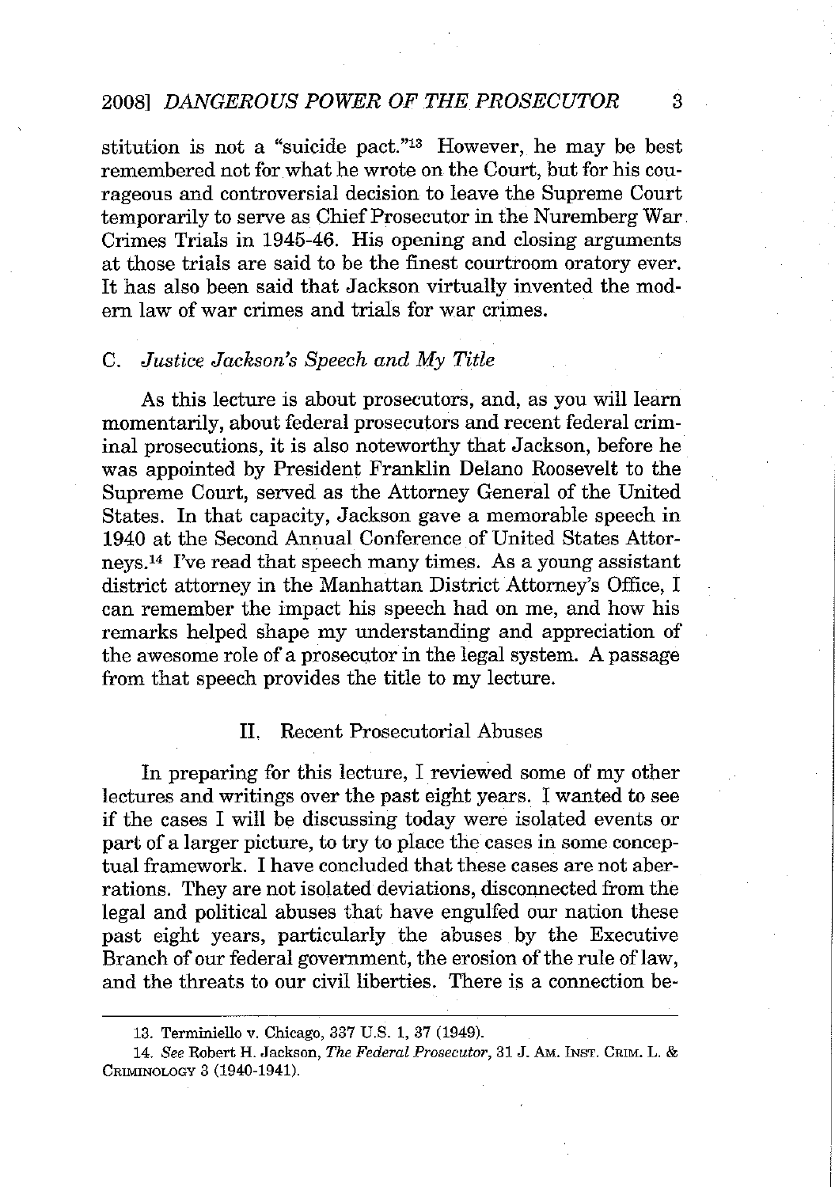stitution is not a "suicide pact."[13] However, he may be best remembered not for what he wrote on the Court, but for his courageous and controversial decision to leave the Supreme Court temporarily to serve as Chief Prosecutor in the Nuremberg War Crimes Trials in 1945-46. His opening and closing arguments at those trials are said to be the finest courtroom oratory ever. It has also been said that Jackson virtually invented the modern law of war crimes and trials for war crimes.

### C. *Justice Jackson's Speech and My Title*

As this lecture is about prosecutors, and, as you will learn momentarily, about federal prosecutors and recent federal criminal prosecutions, it is also noteworthy that Jackson, before he was appointed by President Franklin Delano Roosevelt to the Supreme Court, served as the Attorney General of the United States. In that capacity, Jackson gave a memorable speech in 1940 at the Second Annual Conference of United States Attorneys.[14] I've read that speech many times. As a young assistant district attorney in the Manhattan District Attorney's Office, I can remember the impact his speech had on me, and how his remarks helped shape my understanding and appreciation of the awesome role of a prosecutor in the legal system. A passage from that speech provides the title to my lecture.

## II. Recent Prosecutorial Abuses

In preparing for this lecture, I reviewed some of my other lectures and writings over the past eight years. I wanted to see if the cases I will be discussing today were isolated events or part of a larger picture, to try to place the cases in some conceptual framework. I have concluded that these cases are not aberrations. They are not isolated deviations, disconnected from the legal and political abuses that have engulfed our nation these past eight years, particularly the abuses by the Executive Branch of our federal government, the erosion of the rule of law, and the threats to our civil liberties. There is a connection be-

---

13. Terminiello v. Chicago, 337 U.S. 1, 37 (1949).

14. *See* Robert H. Jackson, *The Federal Prosecutor*, 31 J. AM. INST. CRIM. L. & CRIMINOLOGY 3 (1940-1941).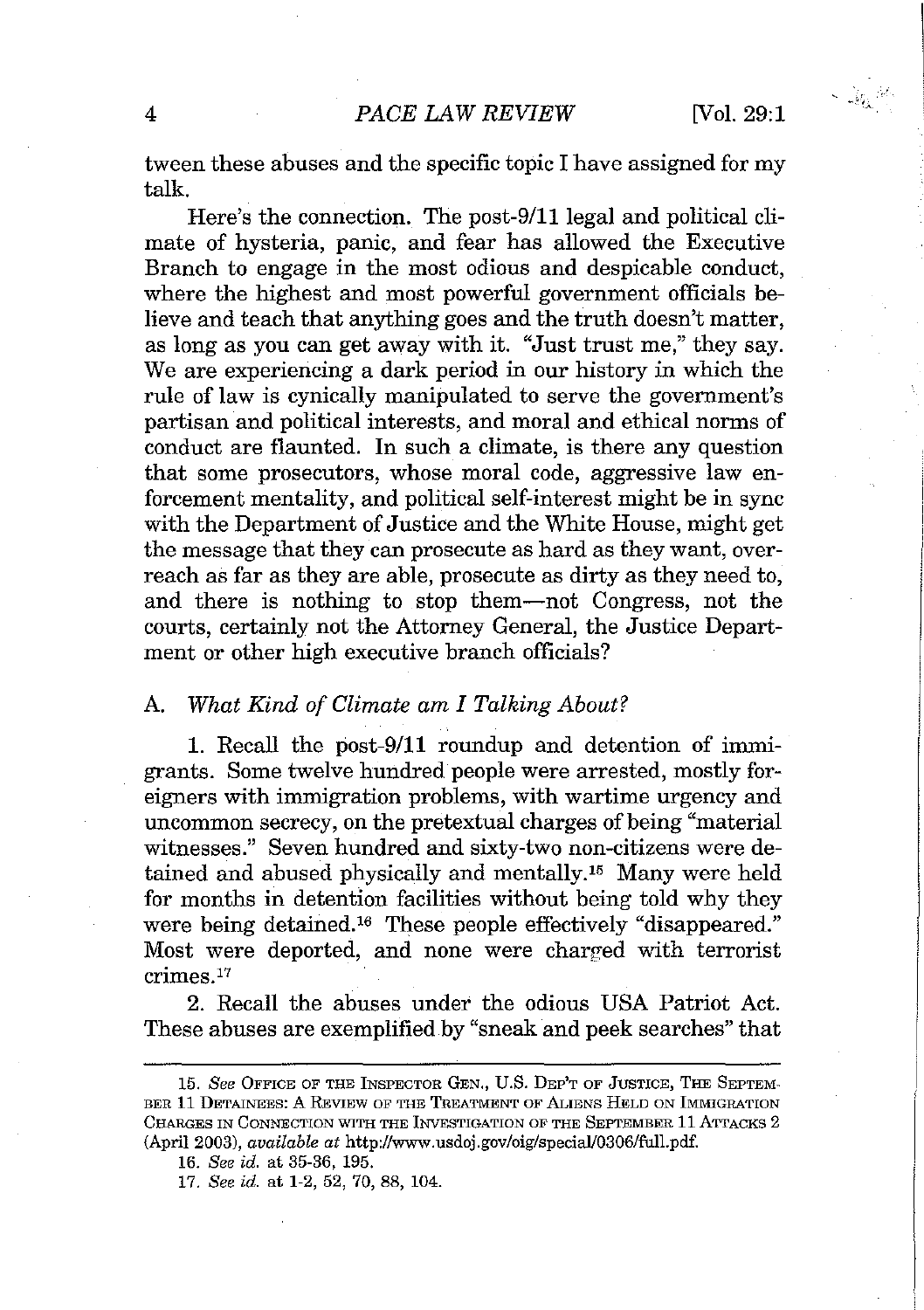tween these abuses and the specific topic I have assigned for my talk.

Here's the connection. The post-9/11 legal and political climate of hysteria, panic, and fear has allowed the Executive Branch to engage in the most odious and despicable conduct, where the highest and most powerful government officials believe and teach that anything goes and the truth doesn't matter, as long as you can get away with it. "Just trust me," they say. We are experiencing a dark period in our history in which the rule of law is cynically manipulated to serve the government's partisan and political interests, and moral and ethical norms of conduct are flaunted. In such a climate, is there any question that some prosecutors, whose moral code, aggressive law enforcement mentality, and political self-interest might be in sync with the Department of Justice and the White House, might get the message that they can prosecute as hard as they want, overreach as far as they are able, prosecute as dirty as they need to, and there is nothing to stop them—not Congress, not the courts, certainly not the Attorney General, the Justice Department or other high executive branch officials?

### A. *What Kind of Climate am I Talking About?*

1. Recall the post-9/11 roundup and detention of immigrants. Some twelve hundred people were arrested, mostly foreigners with immigration problems, with wartime urgency and uncommon secrecy, on the pretextual charges of being "material witnesses." Seven hundred and sixty-two non-citizens were detained and abused physically and mentally.[15] Many were held for months in detention facilities without being told why they were being detained.[16] These people effectively "disappeared." Most were deported, and none were charged with terrorist crimes.[17]

2. Recall the abuses under the odious USA Patriot Act. These abuses are exemplified by "sneak and peek searches" that

---

15. *See* Office of the Inspector Gen., U.S. Dep't of Justice, The September 11 Detainees: A Review of the Treatment of Aliens Held on Immigration Charges in Connection with the Investigation of the September 11 Attacks 2 (April 2003), *available at* http://www.usdoj.gov/oig/special/0306/full.pdf.

16. *See id.* at 35-36, 195.

17. *See id.* at 1-2, 52, 70, 88, 104.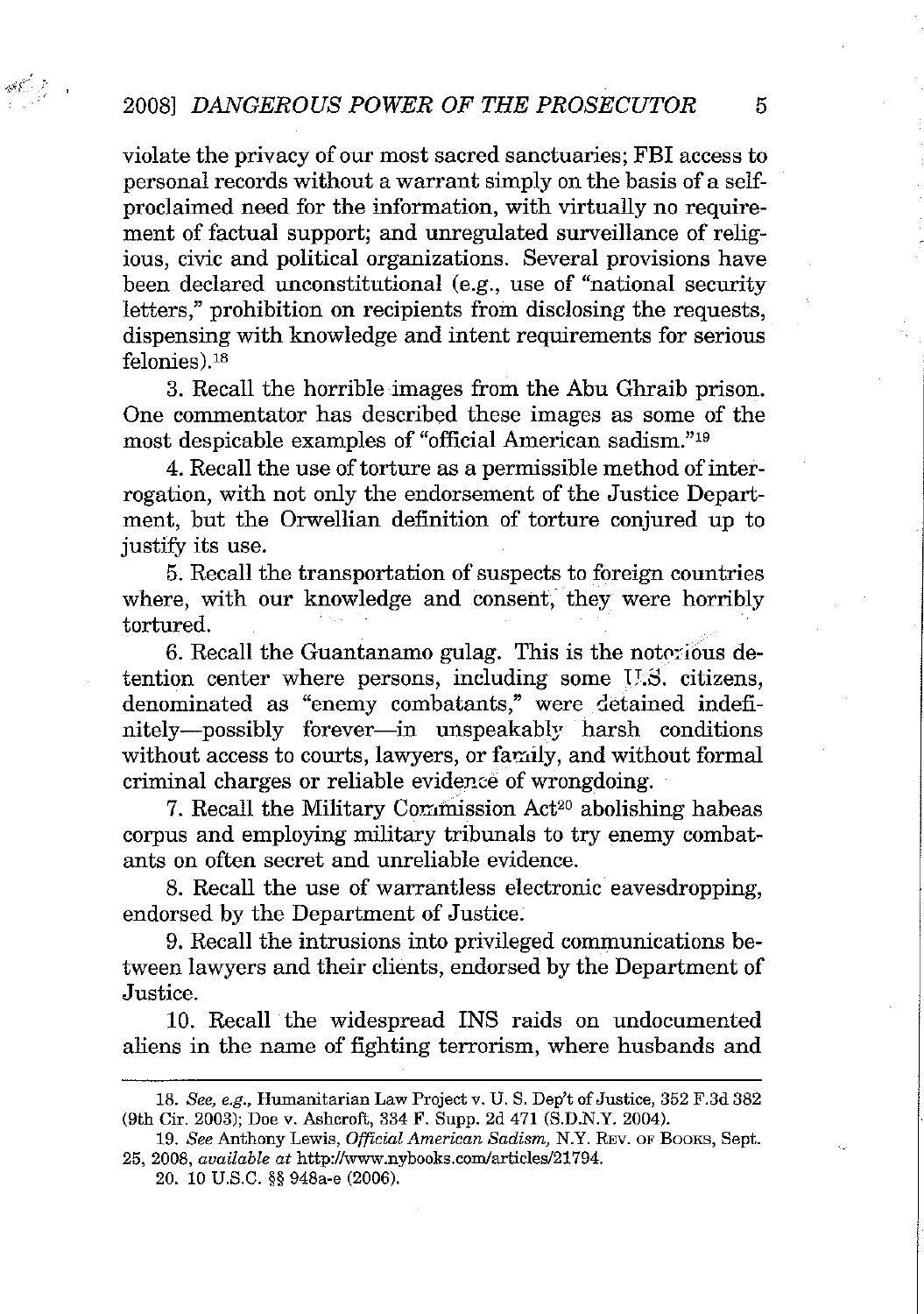violate the privacy of our most sacred sanctuaries; FBI access to personal records without a warrant simply on the basis of a self-proclaimed need for the information, with virtually no requirement of factual support; and unregulated surveillance of religious, civic and political organizations. Several provisions have been declared unconstitutional (e.g., use of "national security letters," prohibition on recipients from disclosing the requests, dispensing with knowledge and intent requirements for serious felonies).[18]

3. Recall the horrible images from the Abu Ghraib prison. One commentator has described these images as some of the most despicable examples of "official American sadism."[19]

4. Recall the use of torture as a permissible method of interrogation, with not only the endorsement of the Justice Department, but the Orwellian definition of torture conjured up to justify its use.

5. Recall the transportation of suspects to foreign countries where, with our knowledge and consent, they were horribly tortured.

6. Recall the Guantanamo gulag. This is the notorious detention center where persons, including some U.S. citizens, denominated as "enemy combatants," were detained indefinitely—possibly forever—in unspeakably harsh conditions without access to courts, lawyers, or family, and without formal criminal charges or reliable evidence of wrongdoing.

7. Recall the Military Commission Act[20] abolishing habeas corpus and employing military tribunals to try enemy combatants on often secret and unreliable evidence.

8. Recall the use of warrantless electronic eavesdropping, endorsed by the Department of Justice.

9. Recall the intrusions into privileged communications between lawyers and their clients, endorsed by the Department of Justice.

10. Recall the widespread INS raids on undocumented aliens in the name of fighting terrorism, where husbands and

---

18. *See, e.g.*, Humanitarian Law Project v. U. S. Dep't of Justice, 352 F.3d 382 (9th Cir. 2003); Doe v. Ashcroft, 334 F. Supp. 2d 471 (S.D.N.Y. 2004).

19. *See* Anthony Lewis, *Official American Sadism*, N.Y. REV. OF BOOKS, Sept. 25, 2008, *available at* http://www.nybooks.com/articles/21794.

20. 10 U.S.C. §§ 948a-e (2006).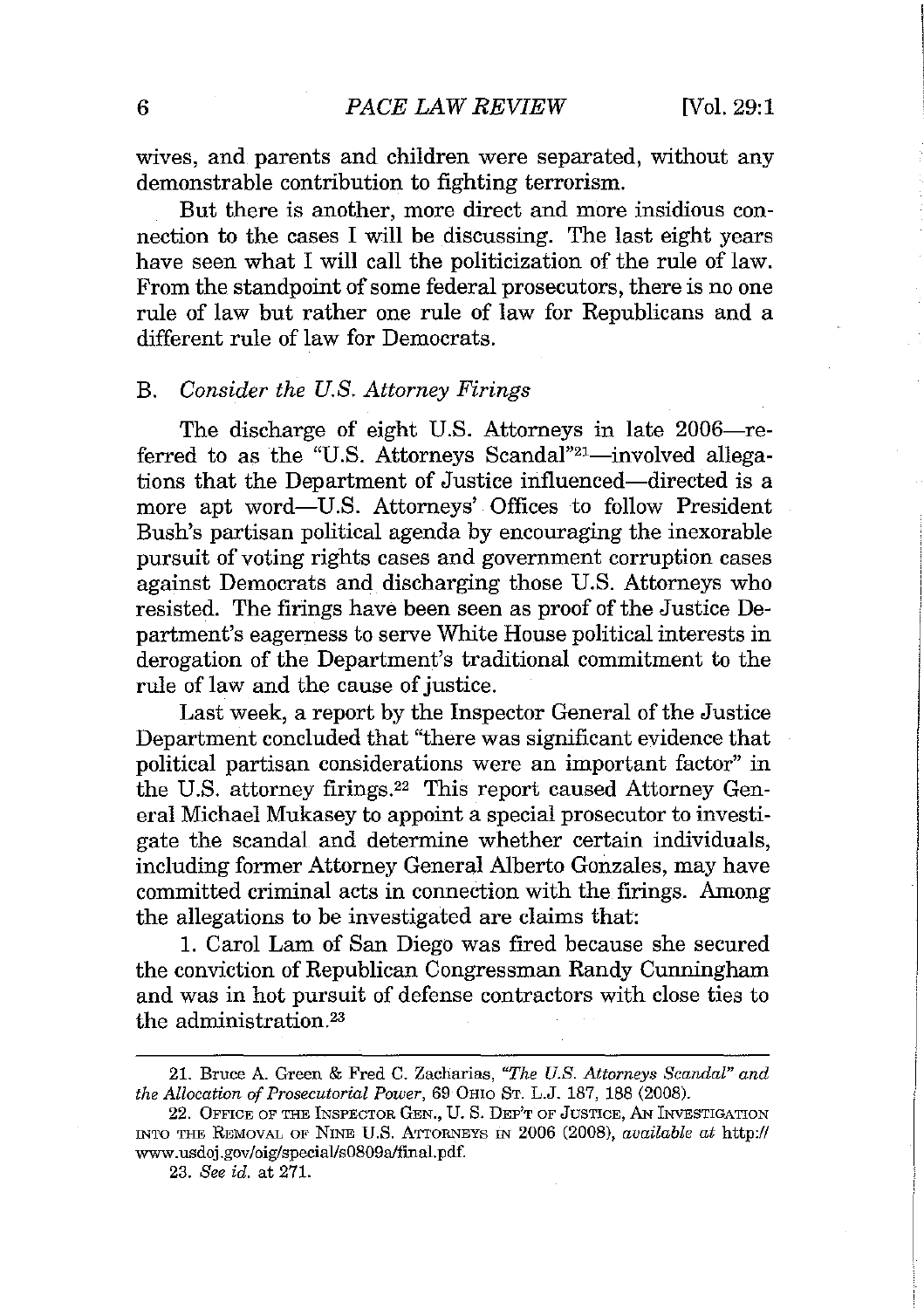wives, and parents and children were separated, without any demonstrable contribution to fighting terrorism.

But there is another, more direct and more insidious connection to the cases I will be discussing. The last eight years have seen what I will call the politicization of the rule of law. From the standpoint of some federal prosecutors, there is no one rule of law but rather one rule of law for Republicans and a different rule of law for Democrats.

## B. *Consider the U.S. Attorney Firings*

The discharge of eight U.S. Attorneys in late 2006—referred to as the "U.S. Attorneys Scandal"[21]—involved allegations that the Department of Justice influenced—directed is a more apt word—U.S. Attorneys' Offices to follow President Bush's partisan political agenda by encouraging the inexorable pursuit of voting rights cases and government corruption cases against Democrats and discharging those U.S. Attorneys who resisted. The firings have been seen as proof of the Justice Department's eagerness to serve White House political interests in derogation of the Department's traditional commitment to the rule of law and the cause of justice.

Last week, a report by the Inspector General of the Justice Department concluded that "there was significant evidence that political partisan considerations were an important factor" in the U.S. attorney firings.[22] This report caused Attorney General Michael Mukasey to appoint a special prosecutor to investigate the scandal and determine whether certain individuals, including former Attorney General Alberto Gonzales, may have committed criminal acts in connection with the firings. Among the allegations to be investigated are claims that:

1. Carol Lam of San Diego was fired because she secured the conviction of Republican Congressman Randy Cunningham and was in hot pursuit of defense contractors with close ties to the administration.[23]

---

21. Bruce A. Green & Fred C. Zacharias, *"The U.S. Attorneys Scandal" and the Allocation of Prosecutorial Power*, 69 OHIO ST. L.J. 187, 188 (2008).

22. OFFICE OF THE INSPECTOR GEN., U. S. DEP'T OF JUSTICE, AN INVESTIGATION INTO THE REMOVAL OF NINE U.S. ATTORNEYS IN 2006 (2008), *available at* http://www.usdoj.gov/oig/special/s0809a/final.pdf.

23. *See id.* at 271.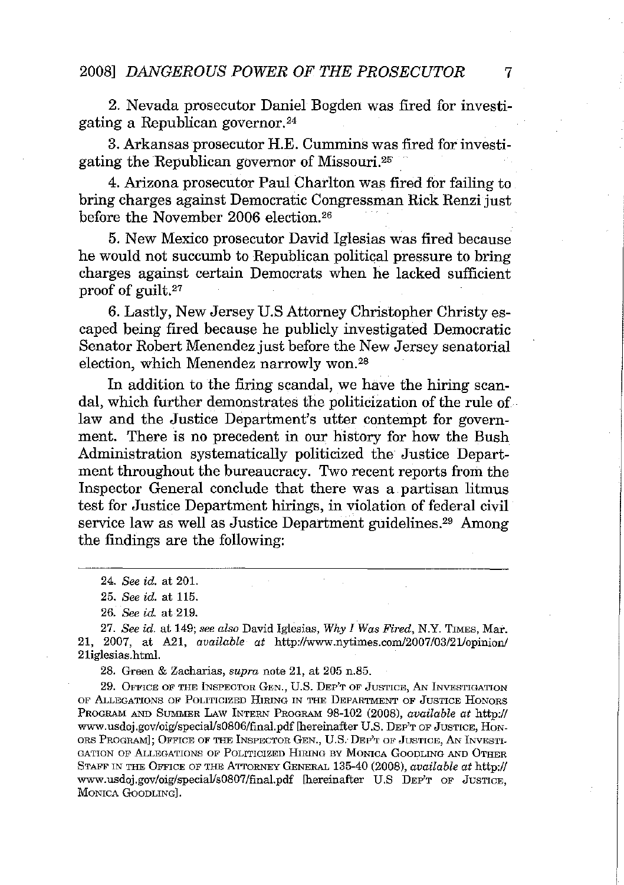2. Nevada prosecutor Daniel Bogden was fired for investigating a Republican governor.[24]

3. Arkansas prosecutor H.E. Cummins was fired for investigating the Republican governor of Missouri.[25]

4. Arizona prosecutor Paul Charlton was fired for failing to bring charges against Democratic Congressman Rick Renzi just before the November 2006 election.[26]

5. New Mexico prosecutor David Iglesias was fired because he would not succumb to Republican political pressure to bring charges against certain Democrats when he lacked sufficient proof of guilt.[27]

6. Lastly, New Jersey U.S Attorney Christopher Christy escaped being fired because he publicly investigated Democratic Senator Robert Menendez just before the New Jersey senatorial election, which Menendez narrowly won.[28]

In addition to the firing scandal, we have the hiring scandal, which further demonstrates the politicization of the rule of law and the Justice Department's utter contempt for government. There is no precedent in our history for how the Bush Administration systematically politicized the Justice Department throughout the bureaucracy. Two recent reports from the Inspector General conclude that there was a partisan litmus test for Justice Department hirings, in violation of federal civil service law as well as Justice Department guidelines.[29] Among the findings are the following:

---

24. *See id.* at 201.

25. *See id.* at 115.

26. *See id.* at 219.

27. *See id.* at 149; *see also* David Iglesias, *Why I Was Fired*, N.Y. TIMES, Mar. 21, 2007, at A21, *available at* http://www.nytimes.com/2007/03/21/opinion/21iglesias.html.

28. Green & Zacharias, *supra* note 21, at 205 n.85.

29. OFFICE OF THE INSPECTOR GEN., U.S. DEP'T OF JUSTICE, AN INVESTIGATION OF ALLEGATIONS OF POLITICIZED HIRING IN THE DEPARTMENT OF JUSTICE HONORS PROGRAM AND SUMMER LAW INTERN PROGRAM 98-102 (2008), *available at* http://www.usdoj.gov/oig/special/s0806/final.pdf [hereinafter U.S. DEP'T OF JUSTICE, HONORS PROGRAM]; OFFICE OF THE INSPECTOR GEN., U.S. DEP'T OF JUSTICE, AN INVESTIGATION OF ALLEGATIONS OF POLITICIZED HIRING BY MONICA GOODLING AND OTHER STAFF IN THE OFFICE OF THE ATTORNEY GENERAL 135-40 (2008), *available at* http://www.usdoj.gov/oig/special/s0807/final.pdf [hereinafter U.S DEP'T OF JUSTICE, MONICA GOODLING].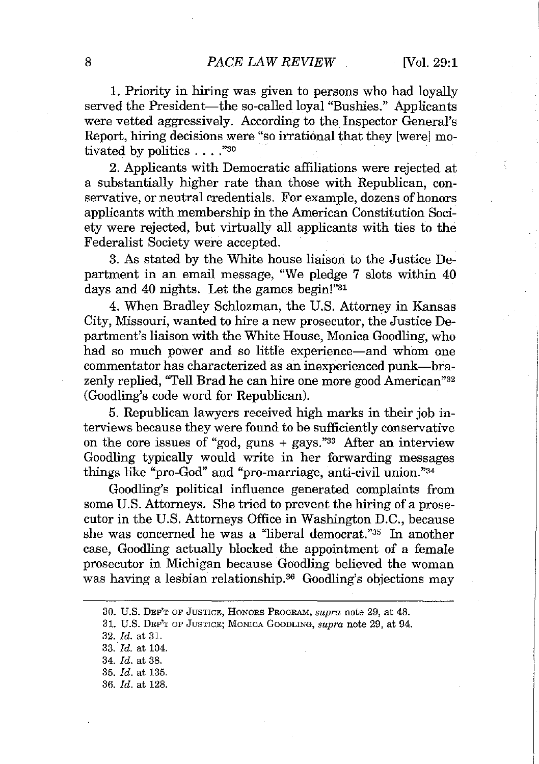1. Priority in hiring was given to persons who had loyally served the President—the so-called loyal "Bushies." Applicants were vetted aggressively. According to the Inspector General's Report, hiring decisions were "so irrational that they [were] motivated by politics . . . ."[30]

2. Applicants with Democratic affiliations were rejected at a substantially higher rate than those with Republican, conservative, or neutral credentials. For example, dozens of honors applicants with membership in the American Constitution Society were rejected, but virtually all applicants with ties to the Federalist Society were accepted.

3. As stated by the White house liaison to the Justice Department in an email message, "We pledge 7 slots within 40 days and 40 nights. Let the games begin!"[31]

4. When Bradley Schlozman, the U.S. Attorney in Kansas City, Missouri, wanted to hire a new prosecutor, the Justice Department's liaison with the White House, Monica Goodling, who had so much power and so little experience—and whom one commentator has characterized as an inexperienced punk—brazenly replied, "Tell Brad he can hire one more good American"[32] (Goodling's code word for Republican).

5. Republican lawyers received high marks in their job interviews because they were found to be sufficiently conservative on the core issues of "god, guns + gays."[33] After an interview Goodling typically would write in her forwarding messages things like "pro-God" and "pro-marriage, anti-civil union."[34]

Goodling's political influence generated complaints from some U.S. Attorneys. She tried to prevent the hiring of a prosecutor in the U.S. Attorneys Office in Washington D.C., because she was concerned he was a "liberal democrat."[35] In another case, Goodling actually blocked the appointment of a female prosecutor in Michigan because Goodling believed the woman was having a lesbian relationship.[36] Goodling's objections may

---

30. U.S. Dep't of Justice, Honors Program, *supra* note 29, at 48.

31. U.S. Dep't of Justice; Monica Goodling, *supra* note 29, at 94.

32. *Id.* at 31.

33. *Id.* at 104.

34. *Id.* at 38.

35. *Id.* at 135.

36. *Id.* at 128.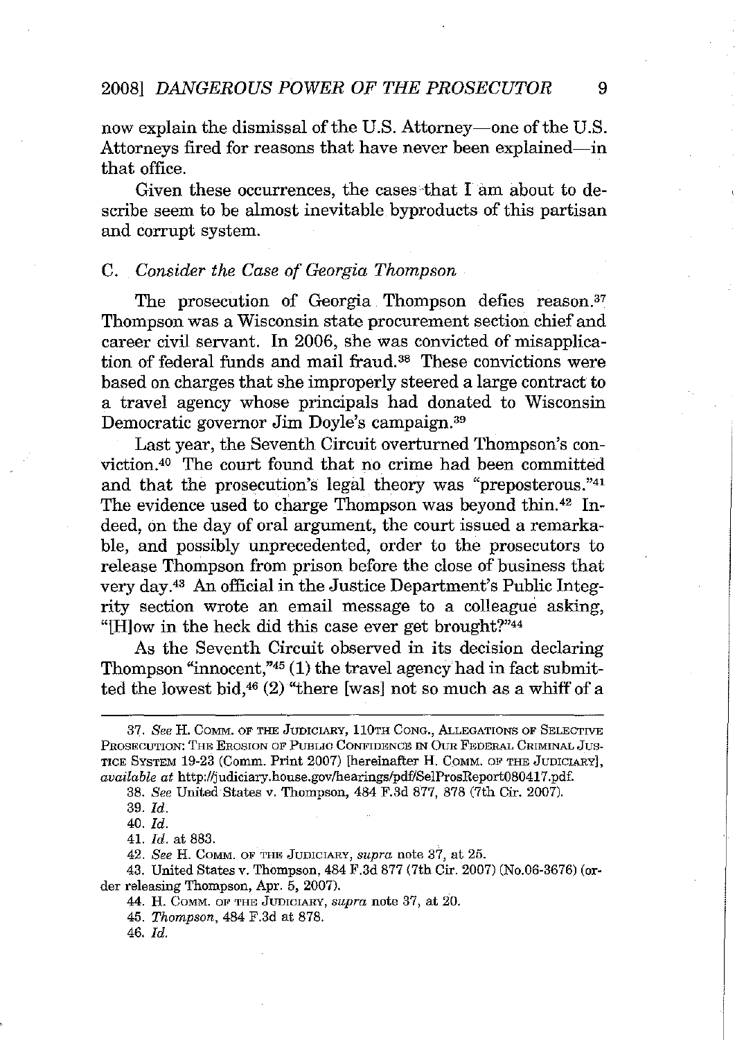now explain the dismissal of the U.S. Attorney—one of the U.S. Attorneys fired for reasons that have never been explained—in that office.

Given these occurrences, the cases that I am about to describe seem to be almost inevitable byproducts of this partisan and corrupt system.

### C. *Consider the Case of Georgia Thompson*

The prosecution of Georgia Thompson defies reason.[37] Thompson was a Wisconsin state procurement section chief and career civil servant. In 2006, she was convicted of misapplication of federal funds and mail fraud.[38] These convictions were based on charges that she improperly steered a large contract to a travel agency whose principals had donated to Wisconsin Democratic governor Jim Doyle's campaign.[39]

Last year, the Seventh Circuit overturned Thompson's conviction.[40] The court found that no crime had been committed and that the prosecution's legal theory was "preposterous."[41] The evidence used to charge Thompson was beyond thin.[42] Indeed, on the day of oral argument, the court issued a remarkable, and possibly unprecedented, order to the prosecutors to release Thompson from prison before the close of business that very day.[43] An official in the Justice Department's Public Integrity section wrote an email message to a colleague asking, "[H]ow in the heck did this case ever get brought?"[44]

As the Seventh Circuit observed in its decision declaring Thompson "innocent,"[45] (1) the travel agency had in fact submitted the lowest bid,[46] (2) "there [was] not so much as a whiff of a

---

37. *See* H. COMM. OF THE JUDICIARY, 110TH CONG., ALLEGATIONS OF SELECTIVE PROSECUTION: THE EROSION OF PUBLIC CONFIDENCE IN OUR FEDERAL CRIMINAL JUSTICE SYSTEM 19-23 (Comm. Print 2007) [hereinafter H. COMM. OF THE JUDICIARY], *available at* http://judiciary.house.gov/hearings/pdf/SelProsReport080417.pdf.

38. *See* United States v. Thompson, 484 F.3d 877, 878 (7th Cir. 2007).

39. *Id.*

40. *Id.*

41. *Id.* at 883.

42. *See* H. COMM. OF THE JUDICIARY, *supra* note 37, at 25.

43. United States v. Thompson, 484 F.3d 877 (7th Cir. 2007) (No.06-3676) (order releasing Thompson, Apr. 5, 2007).

44. H. COMM. OF THE JUDICIARY, *supra* note 37, at 20.

45. *Thompson*, 484 F.3d at 878.

46. *Id.*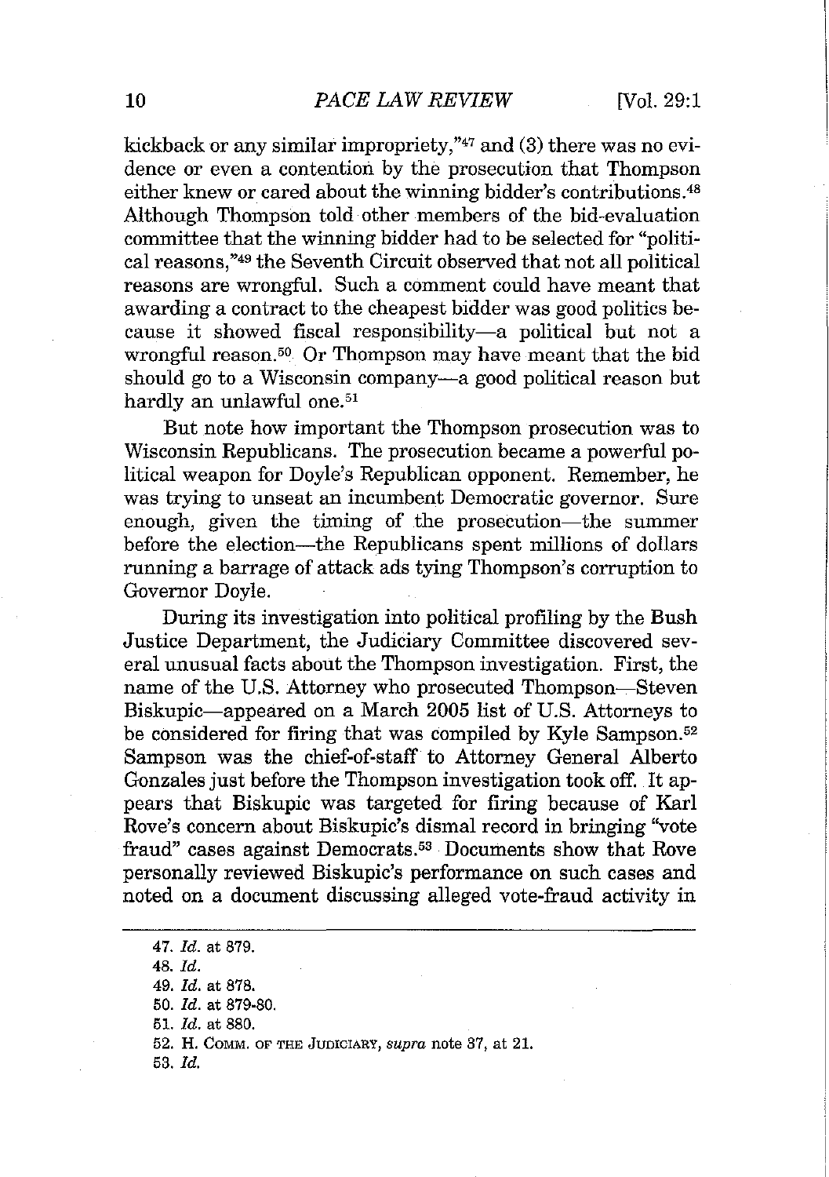kickback or any similar impropriety,"[47] and (3) there was no evidence or even a contention by the prosecution that Thompson either knew or cared about the winning bidder's contributions.[48] Although Thompson told other members of the bid-evaluation committee that the winning bidder had to be selected for "political reasons,"[49] the Seventh Circuit observed that not all political reasons are wrongful. Such a comment could have meant that awarding a contract to the cheapest bidder was good politics because it showed fiscal responsibility—a political but not a wrongful reason.[50] Or Thompson may have meant that the bid should go to a Wisconsin company—a good political reason but hardly an unlawful one.[51]

But note how important the Thompson prosecution was to Wisconsin Republicans. The prosecution became a powerful political weapon for Doyle's Republican opponent. Remember, he was trying to unseat an incumbent Democratic governor. Sure enough, given the timing of the prosecution—the summer before the election—the Republicans spent millions of dollars running a barrage of attack ads tying Thompson's corruption to Governor Doyle.

During its investigation into political profiling by the Bush Justice Department, the Judiciary Committee discovered several unusual facts about the Thompson investigation. First, the name of the U.S. Attorney who prosecuted Thompson—Steven Biskupic—appeared on a March 2005 list of U.S. Attorneys to be considered for firing that was compiled by Kyle Sampson.[52] Sampson was the chief-of-staff to Attorney General Alberto Gonzales just before the Thompson investigation took off. It appears that Biskupic was targeted for firing because of Karl Rove's concern about Biskupic's dismal record in bringing "vote fraud" cases against Democrats.[53] Documents show that Rove personally reviewed Biskupic's performance on such cases and noted on a document discussing alleged vote-fraud activity in

47. *Id.* at 879.

48. *Id.*

49. *Id.* at 878.

50. *Id.* at 879-80.

51. *Id.* at 880.

52. H. COMM. OF THE JUDICIARY, *supra* note 37, at 21.

53. *Id.*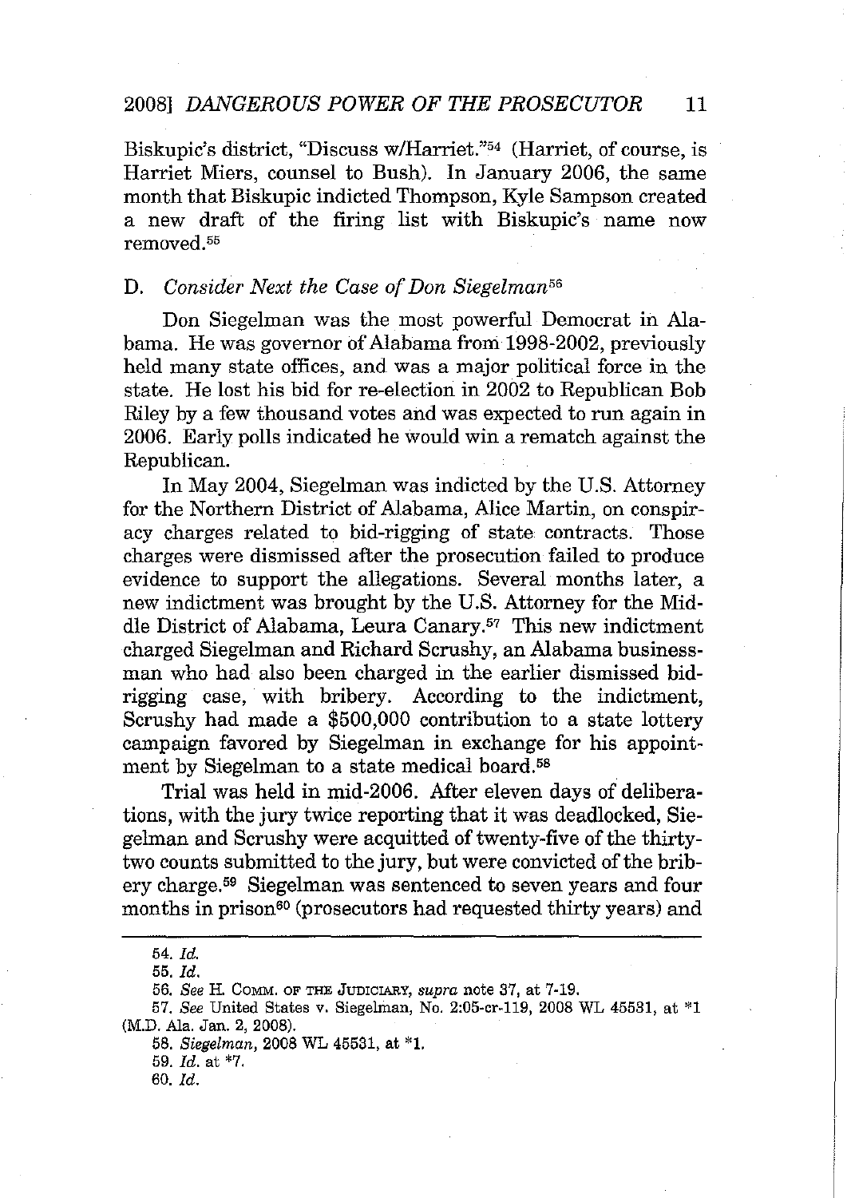Biskupic's district, "Discuss w/Harriet."[54] (Harriet, of course, is Harriet Miers, counsel to Bush). In January 2006, the same month that Biskupic indicted Thompson, Kyle Sampson created a new draft of the firing list with Biskupic's name now removed.[55]

### D. *Consider Next the Case of Don Siegelman*[56]

Don Siegelman was the most powerful Democrat in Alabama. He was governor of Alabama from 1998-2002, previously held many state offices, and was a major political force in the state. He lost his bid for re-election in 2002 to Republican Bob Riley by a few thousand votes and was expected to run again in 2006. Early polls indicated he would win a rematch against the Republican.

In May 2004, Siegelman was indicted by the U.S. Attorney for the Northern District of Alabama, Alice Martin, on conspiracy charges related to bid-rigging of state contracts. Those charges were dismissed after the prosecution failed to produce evidence to support the allegations. Several months later, a new indictment was brought by the U.S. Attorney for the Middle District of Alabama, Leura Canary.[57] This new indictment charged Siegelman and Richard Scrushy, an Alabama businessman who had also been charged in the earlier dismissed bid-rigging case, with bribery. According to the indictment, Scrushy had made a $500,000 contribution to a state lottery campaign favored by Siegelman in exchange for his appointment by Siegelman to a state medical board.[58]

Trial was held in mid-2006. After eleven days of deliberations, with the jury twice reporting that it was deadlocked, Siegelman and Scrushy were acquitted of twenty-five of the thirty-two counts submitted to the jury, but were convicted of the bribery charge.[59] Siegelman was sentenced to seven years and four months in prison[60] (prosecutors had requested thirty years) and

---

54. *Id.*

55. *Id.*

56. *See* H. COMM. OF THE JUDICIARY, *supra* note 37, at 7-19.

57. *See* United States v. Siegelman, No. 2:05-cr-119, 2008 WL 45531, at *1 (M.D. Ala. Jan. 2, 2008).

58. *Siegelman*, 2008 WL 45531, at *1.

59. *Id.* at *7.

60. *Id.*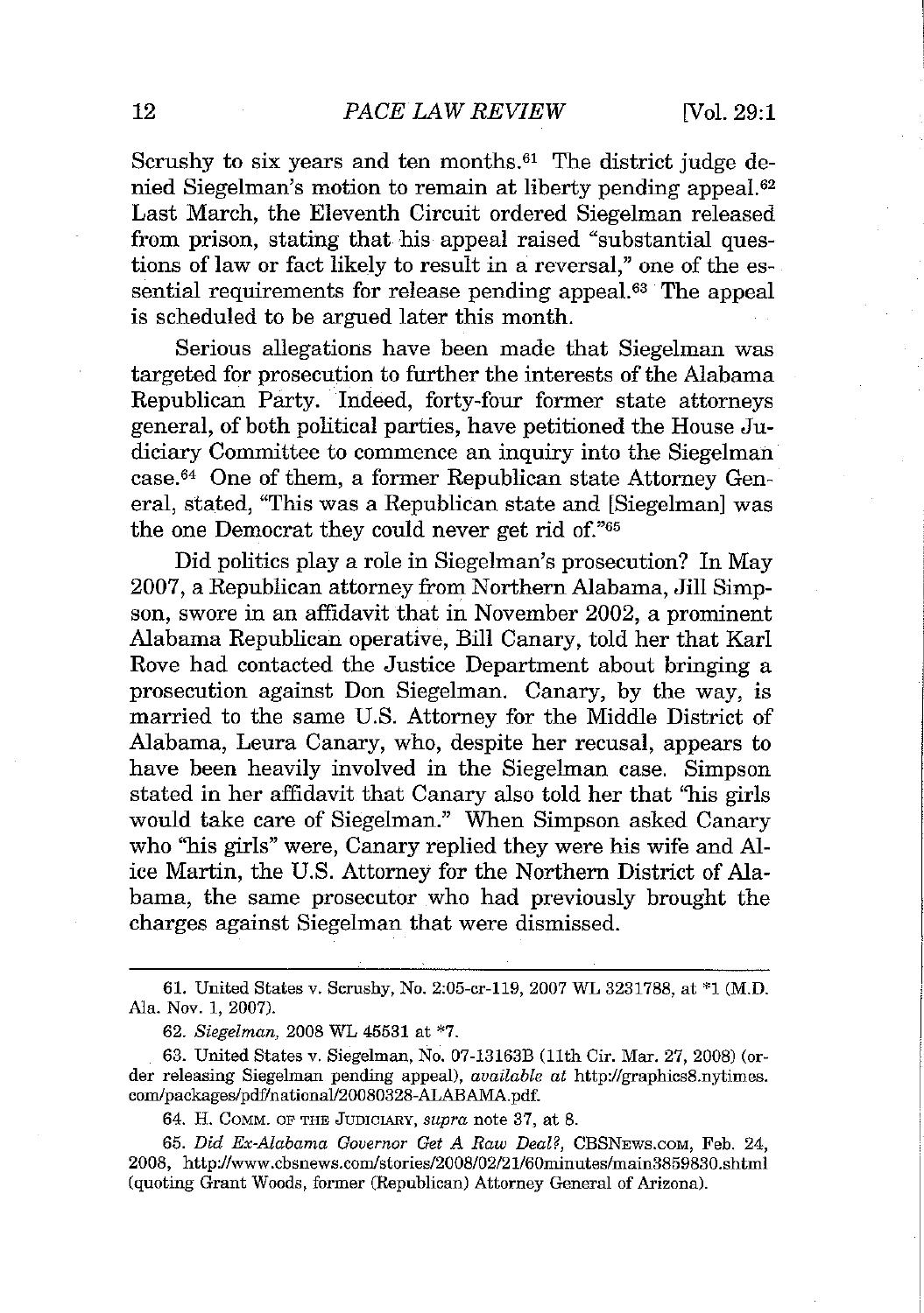Scrushy to six years and ten months.[61] The district judge denied Siegelman's motion to remain at liberty pending appeal.[62] Last March, the Eleventh Circuit ordered Siegelman released from prison, stating that his appeal raised "substantial questions of law or fact likely to result in a reversal," one of the essential requirements for release pending appeal.[63] The appeal is scheduled to be argued later this month.

Serious allegations have been made that Siegelman was targeted for prosecution to further the interests of the Alabama Republican Party. Indeed, forty-four former state attorneys general, of both political parties, have petitioned the House Judiciary Committee to commence an inquiry into the Siegelman case.[64] One of them, a former Republican state Attorney General, stated, "This was a Republican state and [Siegelman] was the one Democrat they could never get rid of."[65]

Did politics play a role in Siegelman's prosecution? In May 2007, a Republican attorney from Northern Alabama, Jill Simpson, swore in an affidavit that in November 2002, a prominent Alabama Republican operative, Bill Canary, told her that Karl Rove had contacted the Justice Department about bringing a prosecution against Don Siegelman. Canary, by the way, is married to the same U.S. Attorney for the Middle District of Alabama, Leura Canary, who, despite her recusal, appears to have been heavily involved in the Siegelman case. Simpson stated in her affidavit that Canary also told her that "his girls would take care of Siegelman." When Simpson asked Canary who "his girls" were, Canary replied they were his wife and Alice Martin, the U.S. Attorney for the Northern District of Alabama, the same prosecutor who had previously brought the charges against Siegelman that were dismissed.

---

61. United States v. Scrushy, No. 2:05-cr-119, 2007 WL 3231788, at *1 (M.D. Ala. Nov. 1, 2007).

62. *Siegelman*, 2008 WL 45531 at *7.

63. United States v. Siegelman, No. 07-13163B (11th Cir. Mar. 27, 2008) (order releasing Siegelman pending appeal), *available at* http://graphics8.nytimes.com/packages/pdf/national/20080328-ALABAMA.pdf.

64. H. COMM. OF THE JUDICIARY, *supra* note 37, at 8.

65. *Did Ex-Alabama Governor Get A Raw Deal?*, CBSNEWS.COM, Feb. 24, 2008, http://www.cbsnews.com/stories/2008/02/21/60minutes/main3859830.shtml (quoting Grant Woods, former (Republican) Attorney General of Arizona).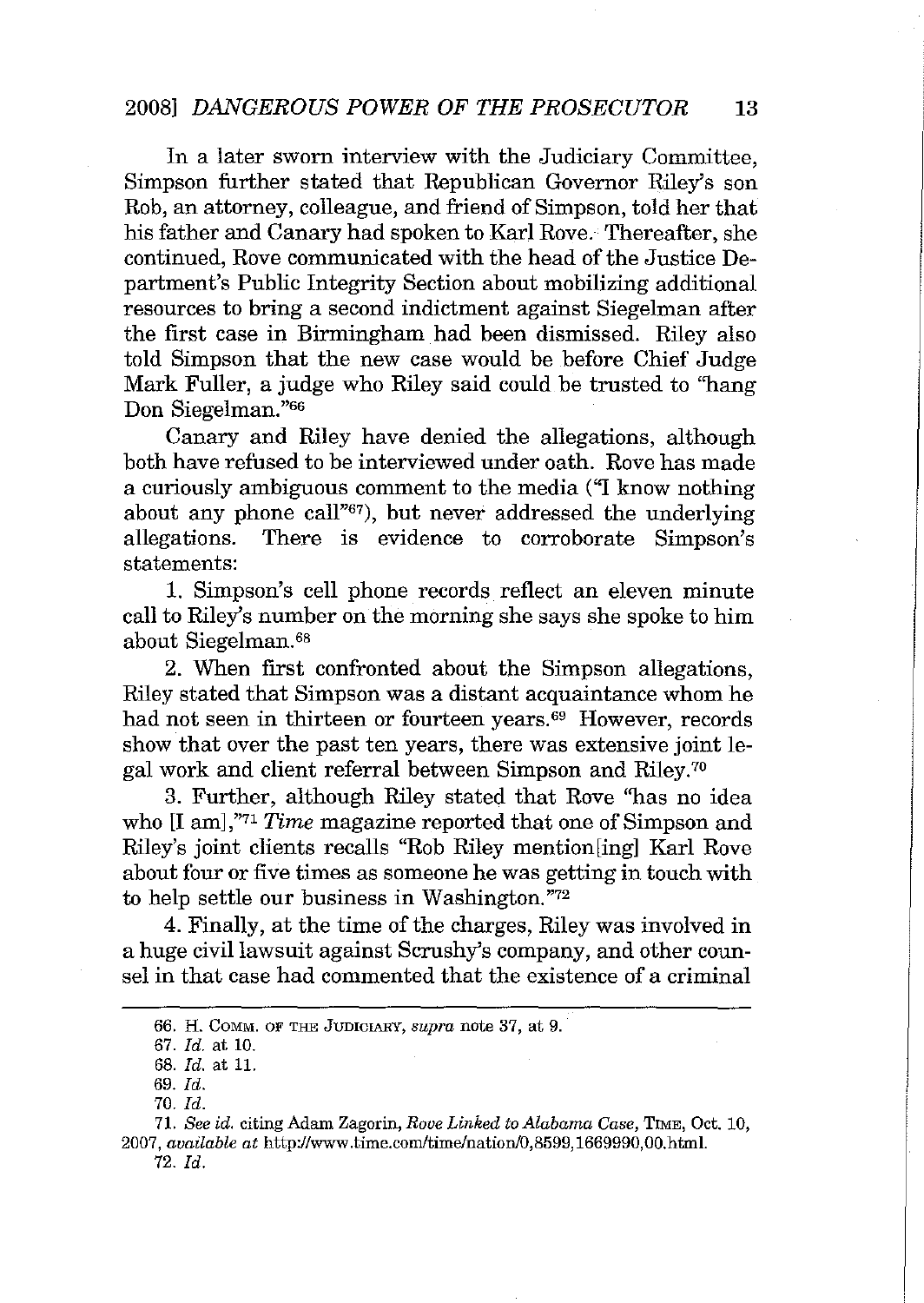In a later sworn interview with the Judiciary Committee, Simpson further stated that Republican Governor Riley's son Rob, an attorney, colleague, and friend of Simpson, told her that his father and Canary had spoken to Karl Rove. Thereafter, she continued, Rove communicated with the head of the Justice Department's Public Integrity Section about mobilizing additional resources to bring a second indictment against Siegelman after the first case in Birmingham had been dismissed. Riley also told Simpson that the new case would be before Chief Judge Mark Fuller, a judge who Riley said could be trusted to "hang Don Siegelman."[66]

Canary and Riley have denied the allegations, although both have refused to be interviewed under oath. Rove has made a curiously ambiguous comment to the media ("I know nothing about any phone call"[67]), but never addressed the underlying allegations. There is evidence to corroborate Simpson's statements:

1. Simpson's cell phone records reflect an eleven minute call to Riley's number on the morning she says she spoke to him about Siegelman.[68]

2. When first confronted about the Simpson allegations, Riley stated that Simpson was a distant acquaintance whom he had not seen in thirteen or fourteen years.[69] However, records show that over the past ten years, there was extensive joint legal work and client referral between Simpson and Riley.[70]

3. Further, although Riley stated that Rove "has no idea who [I am],"[71] *Time* magazine reported that one of Simpson and Riley's joint clients recalls "Rob Riley mention[ing] Karl Rove about four or five times as someone he was getting in touch with to help settle our business in Washington."[72]

4. Finally, at the time of the charges, Riley was involved in a huge civil lawsuit against Scrushy's company, and other counsel in that case had commented that the existence of a criminal

---

66. H. COMM. OF THE JUDICIARY, *supra* note 37, at 9.

67. *Id.* at 10.

68. *Id.* at 11.

69. *Id.*

70. *Id.*

71. *See id.* citing Adam Zagorin, *Rove Linked to Alabama Case*, TIME, Oct. 10, 2007, *available at* http://www.time.com/time/nation/0,8599,1669990,00.html.

72. *Id.*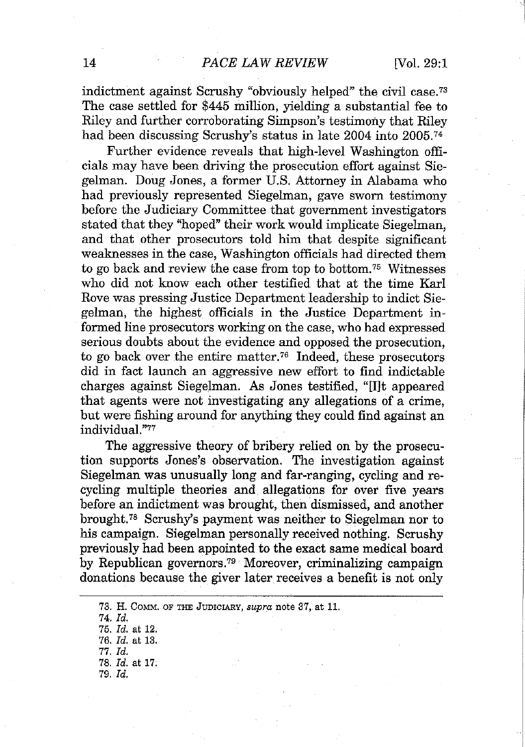indictment against Scrushy "obviously helped" the civil case.[73] The case settled for $445 million, yielding a substantial fee to Riley and further corroborating Simpson's testimony that Riley had been discussing Scrushy's status in late 2004 into 2005.[74]

Further evidence reveals that high-level Washington officials may have been driving the prosecution effort against Siegelman. Doug Jones, a former U.S. Attorney in Alabama who had previously represented Siegelman, gave sworn testimony before the Judiciary Committee that government investigators stated that they "hoped" their work would implicate Siegelman, and that other prosecutors told him that despite significant weaknesses in the case, Washington officials had directed them to go back and review the case from top to bottom.[75] Witnesses who did not know each other testified that at the time Karl Rove was pressing Justice Department leadership to indict Siegelman, the highest officials in the Justice Department informed line prosecutors working on the case, who had expressed serious doubts about the evidence and opposed the prosecution, to go back over the entire matter.[76] Indeed, these prosecutors did in fact launch an aggressive new effort to find indictable charges against Siegelman. As Jones testified, "[I]t appeared that agents were not investigating any allegations of a crime, but were fishing around for anything they could find against an individual."[77]

The aggressive theory of bribery relied on by the prosecution supports Jones's observation. The investigation against Siegelman was unusually long and far-ranging, cycling and recycling multiple theories and allegations for over five years before an indictment was brought, then dismissed, and another brought.[78] Scrushy's payment was neither to Siegelman nor to his campaign. Siegelman personally received nothing. Scrushy previously had been appointed to the exact same medical board by Republican governors.[79] Moreover, criminalizing campaign donations because the giver later receives a benefit is not only

---

73. H. COMM. OF THE JUDICIARY, *supra* note 37, at 11.

74. *Id.*

75. *Id.* at 12.

76. *Id.* at 13.

77. *Id.*

78. *Id.* at 17.

79. *Id.*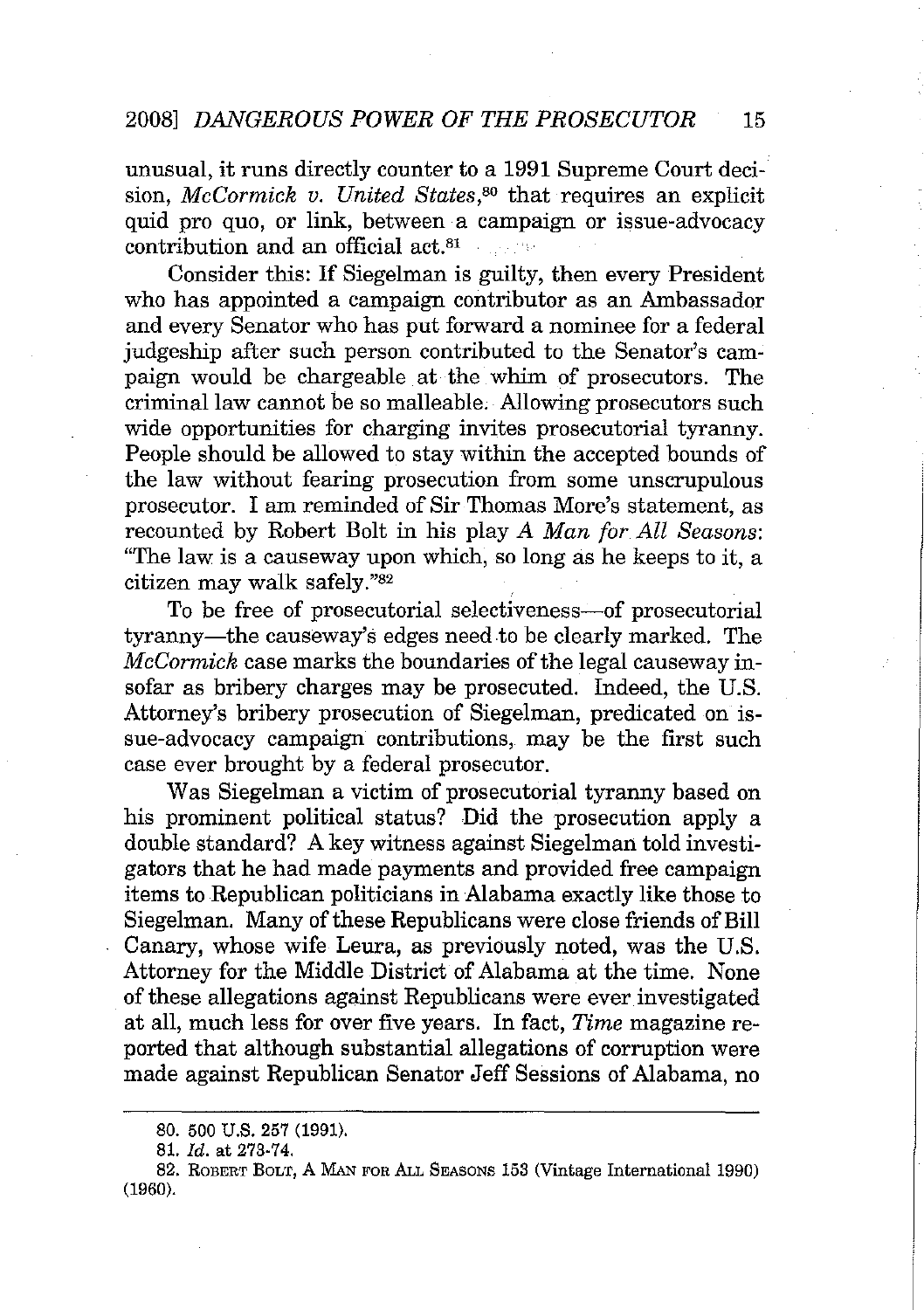unusual, it runs directly counter to a 1991 Supreme Court decision, *McCormick v. United States*,[80] that requires an explicit quid pro quo, or link, between a campaign or issue-advocacy contribution and an official act.[81]

Consider this: If Siegelman is guilty, then every President who has appointed a campaign contributor as an Ambassador and every Senator who has put forward a nominee for a federal judgeship after such person contributed to the Senator's campaign would be chargeable at the whim of prosecutors. The criminal law cannot be so malleable. Allowing prosecutors such wide opportunities for charging invites prosecutorial tyranny. People should be allowed to stay within the accepted bounds of the law without fearing prosecution from some unscrupulous prosecutor. I am reminded of Sir Thomas More's statement, as recounted by Robert Bolt in his play *A Man for All Seasons*: "The law is a causeway upon which, so long as he keeps to it, a citizen may walk safely."[82]

To be free of prosecutorial selectiveness—of prosecutorial tyranny—the causeway's edges need to be clearly marked. The *McCormick* case marks the boundaries of the legal causeway insofar as bribery charges may be prosecuted. Indeed, the U.S. Attorney's bribery prosecution of Siegelman, predicated on issue-advocacy campaign contributions, may be the first such case ever brought by a federal prosecutor.

Was Siegelman a victim of prosecutorial tyranny based on his prominent political status? Did the prosecution apply a double standard? A key witness against Siegelman told investigators that he had made payments and provided free campaign items to Republican politicians in Alabama exactly like those to Siegelman. Many of these Republicans were close friends of Bill Canary, whose wife Leura, as previously noted, was the U.S. Attorney for the Middle District of Alabama at the time. None of these allegations against Republicans were ever investigated at all, much less for over five years. In fact, *Time* magazine reported that although substantial allegations of corruption were made against Republican Senator Jeff Sessions of Alabama, no

---

80. 500 U.S. 257 (1991).

81. *Id.* at 273-74.

82. ROBERT BOLT, A MAN FOR ALL SEASONS 153 (Vintage International 1990) (1960).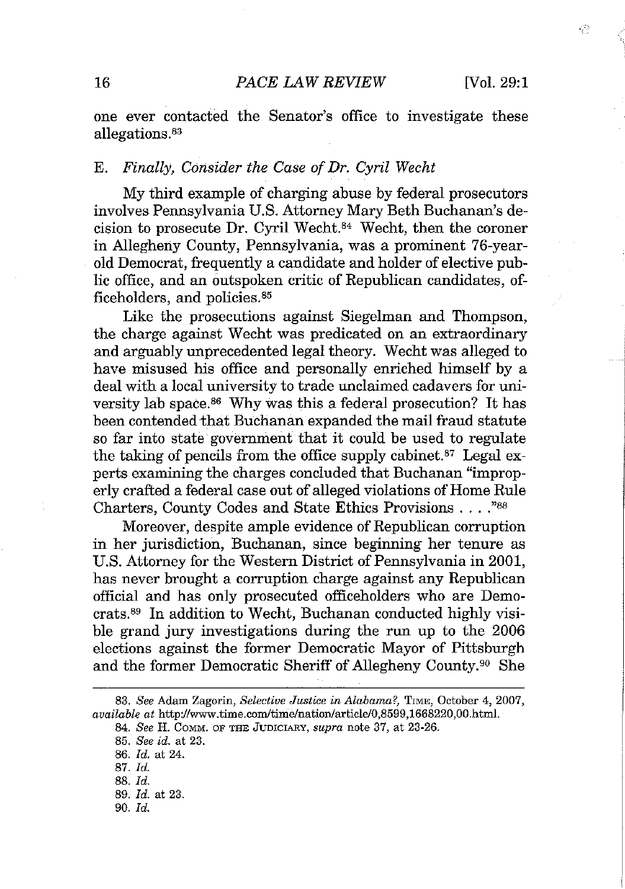one ever contacted the Senator's office to investigate these allegations.[83]

### E. *Finally, Consider the Case of Dr. Cyril Wecht*

My third example of charging abuse by federal prosecutors involves Pennsylvania U.S. Attorney Mary Beth Buchanan's decision to prosecute Dr. Cyril Wecht.[84] Wecht, then the coroner in Allegheny County, Pennsylvania, was a prominent 76-year-old Democrat, frequently a candidate and holder of elective public office, and an outspoken critic of Republican candidates, officeholders, and policies.[85]

Like the prosecutions against Siegelman and Thompson, the charge against Wecht was predicated on an extraordinary and arguably unprecedented legal theory. Wecht was alleged to have misused his office and personally enriched himself by a deal with a local university to trade unclaimed cadavers for university lab space.[86] Why was this a federal prosecution? It has been contended that Buchanan expanded the mail fraud statute so far into state government that it could be used to regulate the taking of pencils from the office supply cabinet.[87] Legal experts examining the charges concluded that Buchanan "improperly crafted a federal case out of alleged violations of Home Rule Charters, County Codes and State Ethics Provisions . . . ."[88]

Moreover, despite ample evidence of Republican corruption in her jurisdiction, Buchanan, since beginning her tenure as U.S. Attorney for the Western District of Pennsylvania in 2001, has never brought a corruption charge against any Republican official and has only prosecuted officeholders who are Democrats.[89] In addition to Wecht, Buchanan conducted highly visible grand jury investigations during the run up to the 2006 elections against the former Democratic Mayor of Pittsburgh and the former Democratic Sheriff of Allegheny County.[90] She

---

83. *See* Adam Zagorin, *Selective Justice in Alabama?*, TIME, October 4, 2007, *available at* http://www.time.com/time/nation/article/0,8599,1668220,00.html.

84. *See* H. COMM. OF THE JUDICIARY, *supra* note 37, at 23-26.

85. *See id.* at 23.

86. *Id.* at 24.

87. *Id.*

88. *Id.*

89. *Id.* at 23.

90. *Id.*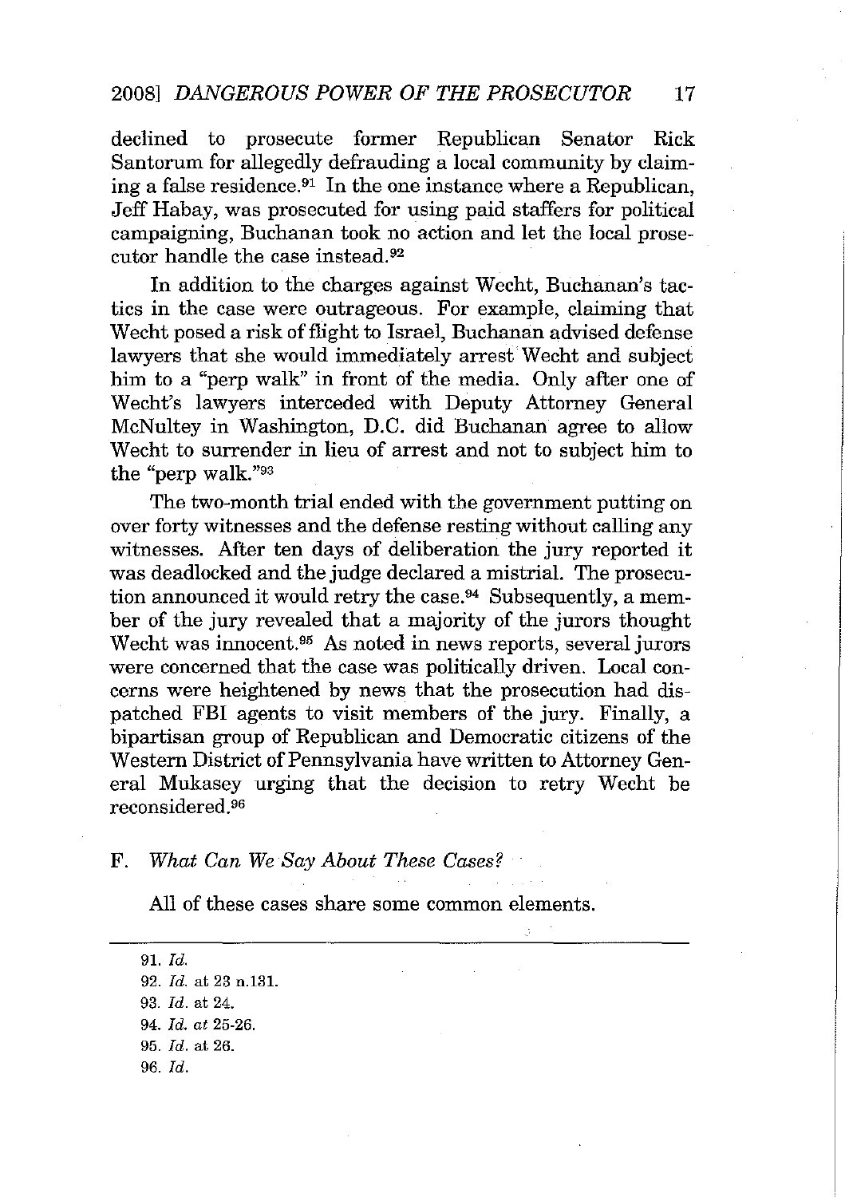declined to prosecute former Republican Senator Rick Santorum for allegedly defrauding a local community by claiming a false residence.[91] In the one instance where a Republican, Jeff Habay, was prosecuted for using paid staffers for political campaigning, Buchanan took no action and let the local prosecutor handle the case instead.[92]

In addition to the charges against Wecht, Buchanan's tactics in the case were outrageous. For example, claiming that Wecht posed a risk of flight to Israel, Buchanan advised defense lawyers that she would immediately arrest Wecht and subject him to a "perp walk" in front of the media. Only after one of Wecht's lawyers interceded with Deputy Attorney General McNultey in Washington, D.C. did Buchanan agree to allow Wecht to surrender in lieu of arrest and not to subject him to the "perp walk."[93]

The two-month trial ended with the government putting on over forty witnesses and the defense resting without calling any witnesses. After ten days of deliberation the jury reported it was deadlocked and the judge declared a mistrial. The prosecution announced it would retry the case.[94] Subsequently, a member of the jury revealed that a majority of the jurors thought Wecht was innocent.[95] As noted in news reports, several jurors were concerned that the case was politically driven. Local concerns were heightened by news that the prosecution had dispatched FBI agents to visit members of the jury. Finally, a bipartisan group of Republican and Democratic citizens of the Western District of Pennsylvania have written to Attorney General Mukasey urging that the decision to retry Wecht be reconsidered.[96]

### F. *What Can We Say About These Cases?*

All of these cases share some common elements.

---

91. *Id.*

92. *Id.* at 23 n.131.

93. *Id.* at 24.

94. *Id. at* 25-26.

95. *Id.* at 26.

96. *Id.*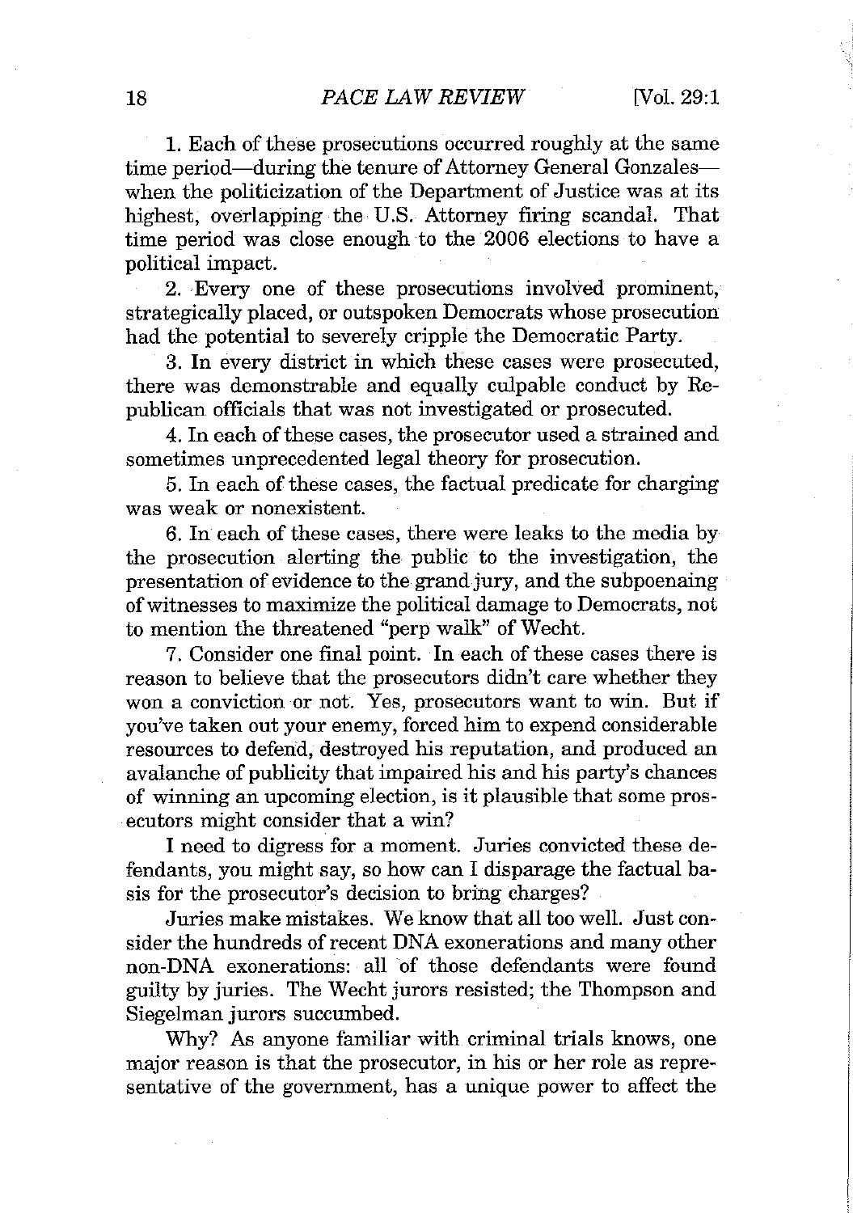1. Each of these prosecutions occurred roughly at the same time period—during the tenure of Attorney General Gonzales—when the politicization of the Department of Justice was at its highest, overlapping the U.S. Attorney firing scandal. That time period was close enough to the 2006 elections to have a political impact.

2. Every one of these prosecutions involved prominent, strategically placed, or outspoken Democrats whose prosecution had the potential to severely cripple the Democratic Party.

3. In every district in which these cases were prosecuted, there was demonstrable and equally culpable conduct by Republican officials that was not investigated or prosecuted.

4. In each of these cases, the prosecutor used a strained and sometimes unprecedented legal theory for prosecution.

5. In each of these cases, the factual predicate for charging was weak or nonexistent.

6. In each of these cases, there were leaks to the media by the prosecution alerting the public to the investigation, the presentation of evidence to the grand jury, and the subpoenaing of witnesses to maximize the political damage to Democrats, not to mention the threatened "perp walk" of Wecht.

7. Consider one final point. In each of these cases there is reason to believe that the prosecutors didn't care whether they won a conviction or not. Yes, prosecutors want to win. But if you've taken out your enemy, forced him to expend considerable resources to defend, destroyed his reputation, and produced an avalanche of publicity that impaired his and his party's chances of winning an upcoming election, is it plausible that some prosecutors might consider that a win?

I need to digress for a moment. Juries convicted these defendants, you might say, so how can I disparage the factual basis for the prosecutor's decision to bring charges?

Juries make mistakes. We know that all too well. Just consider the hundreds of recent DNA exonerations and many other non-DNA exonerations: all of those defendants were found guilty by juries. The Wecht jurors resisted; the Thompson and Siegelman jurors succumbed.

Why? As anyone familiar with criminal trials knows, one major reason is that the prosecutor, in his or her role as representative of the government, has a unique power to affect the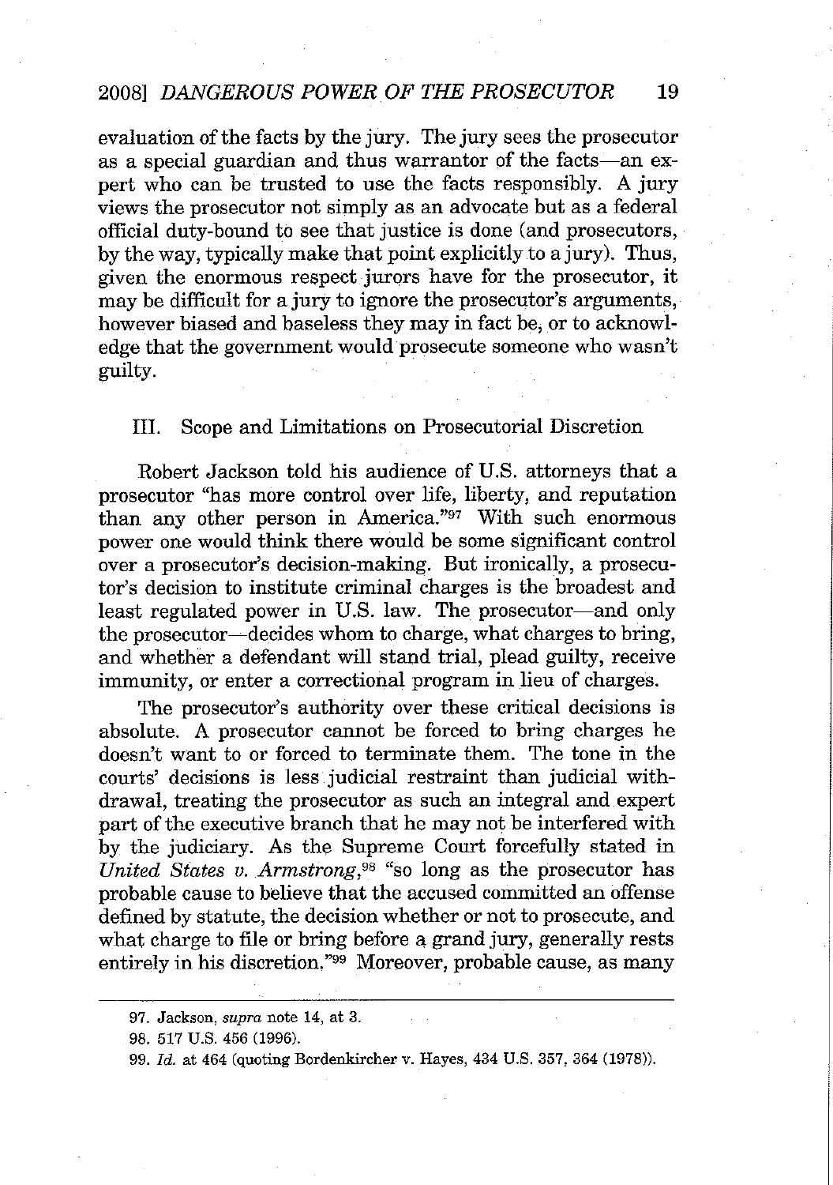evaluation of the facts by the jury. The jury sees the prosecutor as a special guardian and thus warrantor of the facts—an expert who can be trusted to use the facts responsibly. A jury views the prosecutor not simply as an advocate but as a federal official duty-bound to see that justice is done (and prosecutors, by the way, typically make that point explicitly to a jury). Thus, given the enormous respect jurors have for the prosecutor, it may be difficult for a jury to ignore the prosecutor's arguments, however biased and baseless they may in fact be, or to acknowledge that the government would prosecute someone who wasn't guilty.

## III. Scope and Limitations on Prosecutorial Discretion

Robert Jackson told his audience of U.S. attorneys that a prosecutor "has more control over life, liberty, and reputation than any other person in America."[97] With such enormous power one would think there would be some significant control over a prosecutor's decision-making. But ironically, a prosecutor's decision to institute criminal charges is the broadest and least regulated power in U.S. law. The prosecutor—and only the prosecutor—decides whom to charge, what charges to bring, and whether a defendant will stand trial, plead guilty, receive immunity, or enter a correctional program in lieu of charges.

The prosecutor's authority over these critical decisions is absolute. A prosecutor cannot be forced to bring charges he doesn't want to or forced to terminate them. The tone in the courts' decisions is less judicial restraint than judicial withdrawal, treating the prosecutor as such an integral and expert part of the executive branch that he may not be interfered with by the judiciary. As the Supreme Court forcefully stated in *United States v. Armstrong*,[98] "so long as the prosecutor has probable cause to believe that the accused committed an offense defined by statute, the decision whether or not to prosecute, and what charge to file or bring before a grand jury, generally rests entirely in his discretion."[99] Moreover, probable cause, as many

---

97. Jackson, *supra* note 14, at 3.

98. 517 U.S. 456 (1996).

99. *Id.* at 464 (quoting Bordenkircher v. Hayes, 434 U.S. 357, 364 (1978)).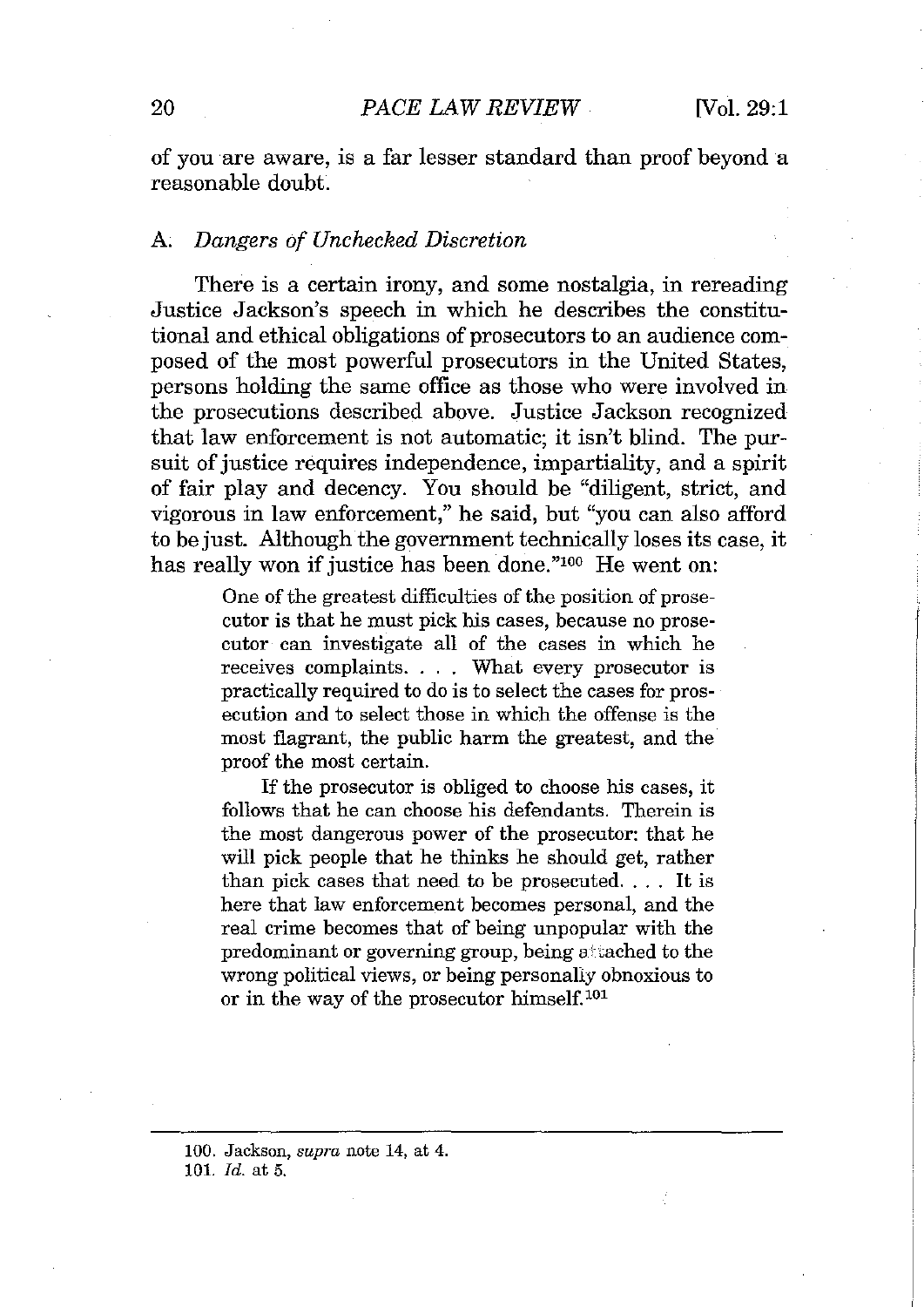of you are aware, is a far lesser standard than proof beyond a reasonable doubt.

### A. *Dangers of Unchecked Discretion*

There is a certain irony, and some nostalgia, in rereading Justice Jackson's speech in which he describes the constitutional and ethical obligations of prosecutors to an audience composed of the most powerful prosecutors in the United States, persons holding the same office as those who were involved in the prosecutions described above. Justice Jackson recognized that law enforcement is not automatic; it isn't blind. The pursuit of justice requires independence, impartiality, and a spirit of fair play and decency. You should be "diligent, strict, and vigorous in law enforcement," he said, but "you can also afford to be just. Although the government technically loses its case, it has really won if justice has been done."[100] He went on:

> One of the greatest difficulties of the position of prosecutor is that he must pick his cases, because no prosecutor can investigate all of the cases in which he receives complaints. . . . What every prosecutor is practically required to do is to select the cases for prosecution and to select those in which the offense is the most flagrant, the public harm the greatest, and the proof the most certain.
>
> If the prosecutor is obliged to choose his cases, it follows that he can choose his defendants. Therein is the most dangerous power of the prosecutor: that he will pick people that he thinks he should get, rather than pick cases that need to be prosecuted. . . . It is here that law enforcement becomes personal, and the real crime becomes that of being unpopular with the predominant or governing group, being attached to the wrong political views, or being personally obnoxious to or in the way of the prosecutor himself.[101]

---

100. Jackson, *supra* note 14, at 4.

101. *Id.* at 5.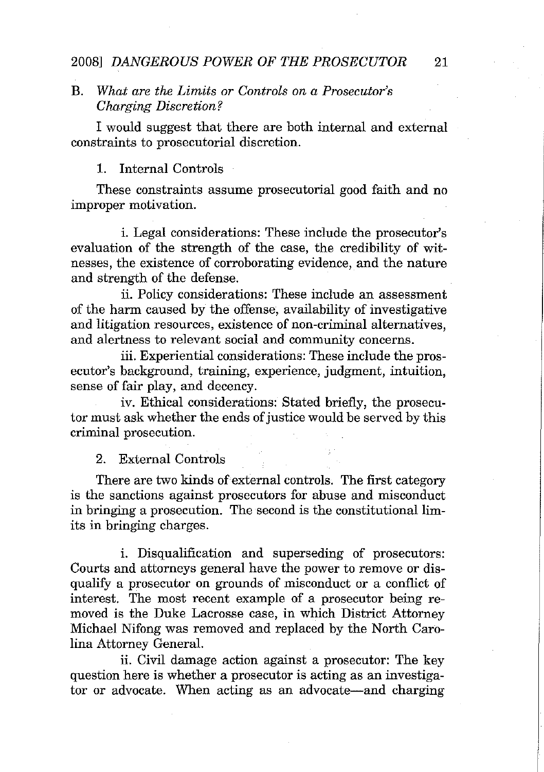### B. *What are the Limits or Controls on a Prosecutor's Charging Discretion?*

I would suggest that there are both internal and external constraints to prosecutorial discretion.

#### 1. Internal Controls

These constraints assume prosecutorial good faith and no improper motivation.

i. Legal considerations: These include the prosecutor's evaluation of the strength of the case, the credibility of witnesses, the existence of corroborating evidence, and the nature and strength of the defense.

ii. Policy considerations: These include an assessment of the harm caused by the offense, availability of investigative and litigation resources, existence of non-criminal alternatives, and alertness to relevant social and community concerns.

iii. Experiential considerations: These include the prosecutor's background, training, experience, judgment, intuition, sense of fair play, and decency.

iv. Ethical considerations: Stated briefly, the prosecutor must ask whether the ends of justice would be served by this criminal prosecution.

#### 2. External Controls

There are two kinds of external controls. The first category is the sanctions against prosecutors for abuse and misconduct in bringing a prosecution. The second is the constitutional limits in bringing charges.

i. Disqualification and superseding of prosecutors: Courts and attorneys general have the power to remove or disqualify a prosecutor on grounds of misconduct or a conflict of interest. The most recent example of a prosecutor being removed is the Duke Lacrosse case, in which District Attorney Michael Nifong was removed and replaced by the North Carolina Attorney General.

ii. Civil damage action against a prosecutor: The key question here is whether a prosecutor is acting as an investigator or advocate. When acting as an advocate—and charging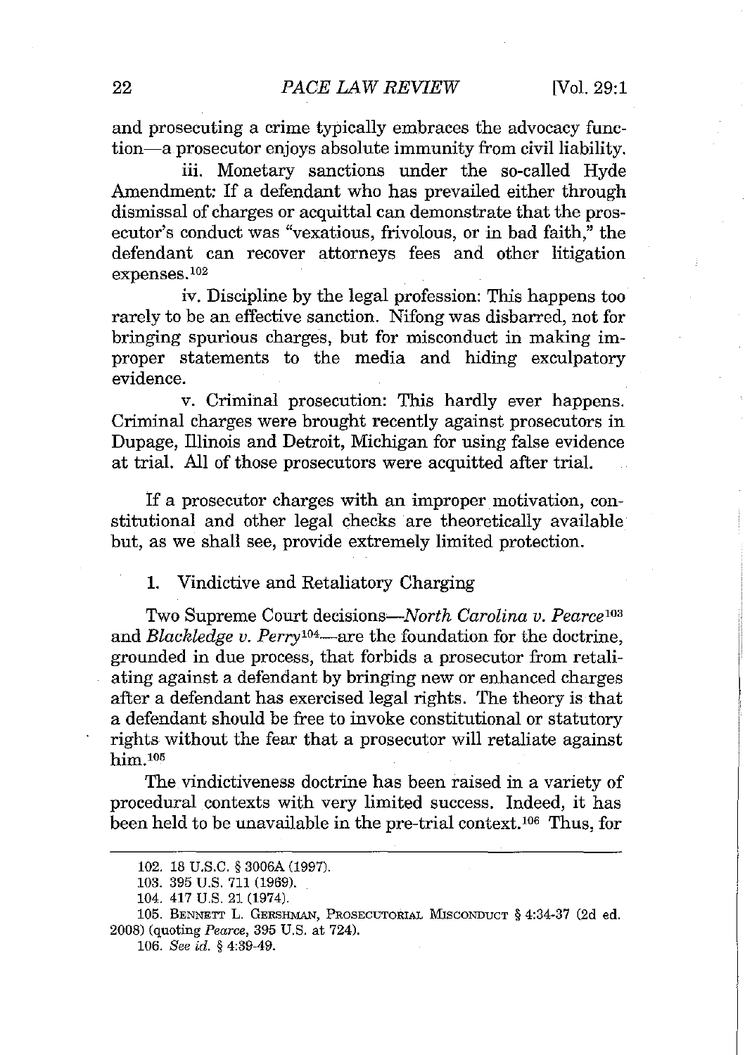and prosecuting a crime typically embraces the advocacy function—a prosecutor enjoys absolute immunity from civil liability.

iii. Monetary sanctions under the so-called Hyde Amendment: If a defendant who has prevailed either through dismissal of charges or acquittal can demonstrate that the prosecutor's conduct was "vexatious, frivolous, or in bad faith," the defendant can recover attorneys fees and other litigation expenses.[102]

iv. Discipline by the legal profession: This happens too rarely to be an effective sanction. Nifong was disbarred, not for bringing spurious charges, but for misconduct in making improper statements to the media and hiding exculpatory evidence.

v. Criminal prosecution: This hardly ever happens. Criminal charges were brought recently against prosecutors in Dupage, Illinois and Detroit, Michigan for using false evidence at trial. All of those prosecutors were acquitted after trial.

If a prosecutor charges with an improper motivation, constitutional and other legal checks are theoretically available but, as we shall see, provide extremely limited protection.

### 1. Vindictive and Retaliatory Charging

Two Supreme Court decisions—*North Carolina v. Pearce*[103] and *Blackledge v. Perry*[104]—are the foundation for the doctrine, grounded in due process, that forbids a prosecutor from retaliating against a defendant by bringing new or enhanced charges after a defendant has exercised legal rights. The theory is that a defendant should be free to invoke constitutional or statutory rights without the fear that a prosecutor will retaliate against him.[105]

The vindictiveness doctrine has been raised in a variety of procedural contexts with very limited success. Indeed, it has been held to be unavailable in the pre-trial context.[106] Thus, for

---

102. 18 U.S.C. § 3006A (1997).

103. 395 U.S. 711 (1969).

104. 417 U.S. 21 (1974).

105. Bennett L. Gershman, Prosecutorial Misconduct § 4:34-37 (2d ed. 2008) (quoting *Pearce*, 395 U.S. at 724).

106. *See id.* § 4:39-49.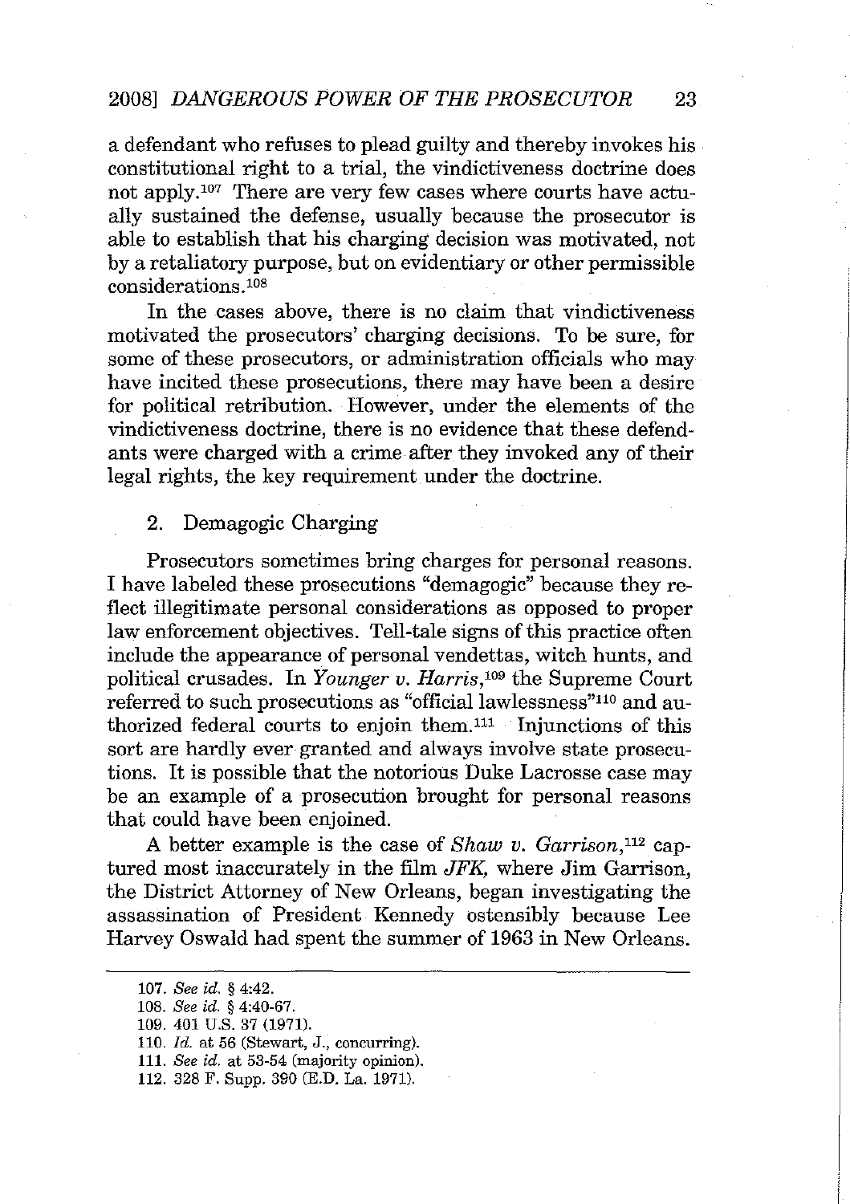a defendant who refuses to plead guilty and thereby invokes his constitutional right to a trial, the vindictiveness doctrine does not apply.[107] There are very few cases where courts have actually sustained the defense, usually because the prosecutor is able to establish that his charging decision was motivated, not by a retaliatory purpose, but on evidentiary or other permissible considerations.[108]

In the cases above, there is no claim that vindictiveness motivated the prosecutors' charging decisions. To be sure, for some of these prosecutors, or administration officials who may have incited these prosecutions, there may have been a desire for political retribution. However, under the elements of the vindictiveness doctrine, there is no evidence that these defendants were charged with a crime after they invoked any of their legal rights, the key requirement under the doctrine.

### 2. Demagogic Charging

Prosecutors sometimes bring charges for personal reasons. I have labeled these prosecutions "demagogic" because they reflect illegitimate personal considerations as opposed to proper law enforcement objectives. Tell-tale signs of this practice often include the appearance of personal vendettas, witch hunts, and political crusades. In *Younger v. Harris*,[109] the Supreme Court referred to such prosecutions as "official lawlessness"[110] and authorized federal courts to enjoin them.[111] Injunctions of this sort are hardly ever granted and always involve state prosecutions. It is possible that the notorious Duke Lacrosse case may be an example of a prosecution brought for personal reasons that could have been enjoined.

A better example is the case of *Shaw v. Garrison*,[112] captured most inaccurately in the film *JFK*, where Jim Garrison, the District Attorney of New Orleans, began investigating the assassination of President Kennedy ostensibly because Lee Harvey Oswald had spent the summer of 1963 in New Orleans.

---

107. *See id.* § 4:42.
108. *See id.* § 4:40-67.
109. 401 U.S. 37 (1971).
110. *Id.* at 56 (Stewart, J., concurring).
111. *See id.* at 53-54 (majority opinion).
112. 328 F. Supp. 390 (E.D. La. 1971).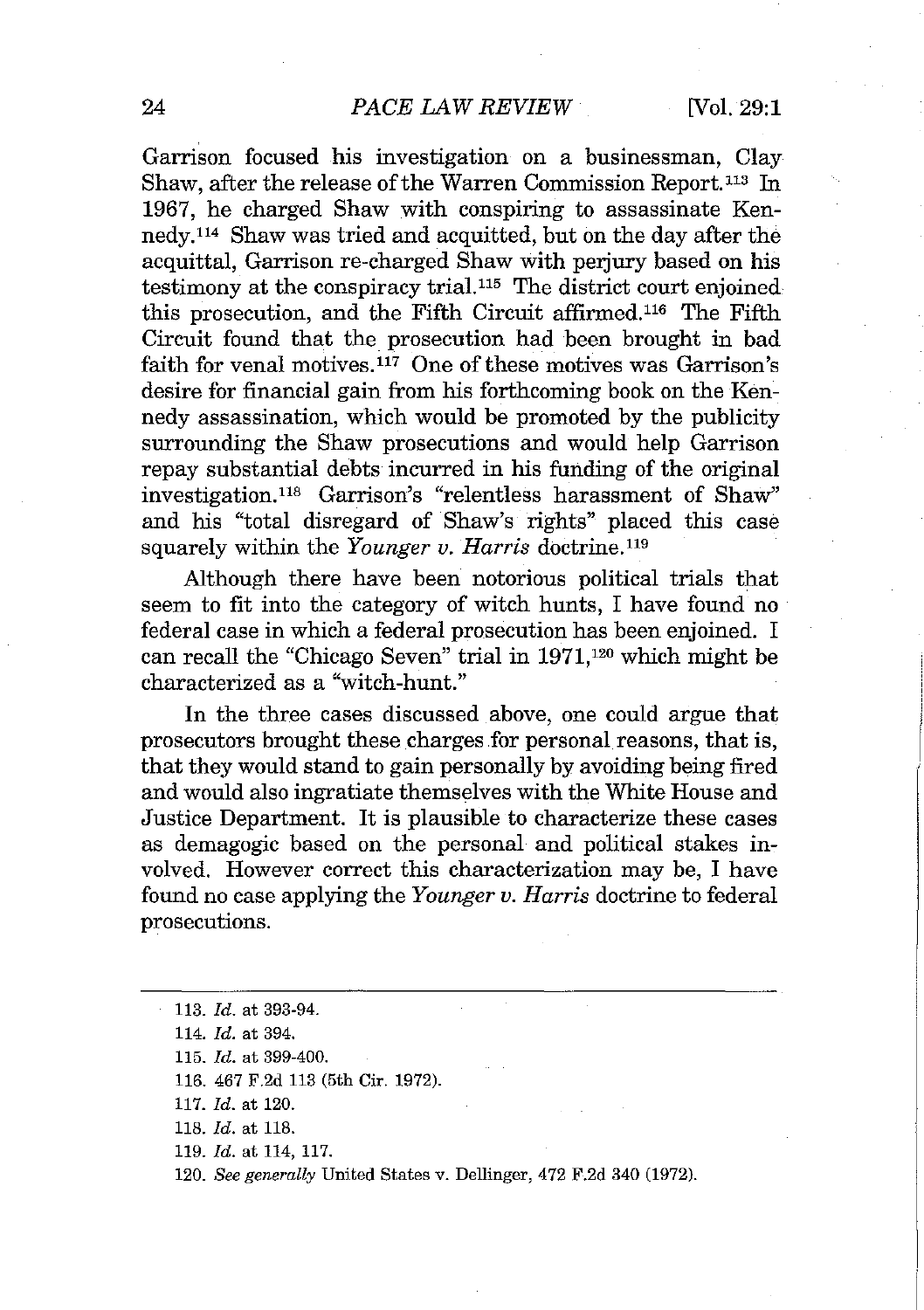Garrison focused his investigation on a businessman, Clay Shaw, after the release of the Warren Commission Report.[113] In 1967, he charged Shaw with conspiring to assassinate Kennedy.[114] Shaw was tried and acquitted, but on the day after the acquittal, Garrison re-charged Shaw with perjury based on his testimony at the conspiracy trial.[115] The district court enjoined this prosecution, and the Fifth Circuit affirmed.[116] The Fifth Circuit found that the prosecution had been brought in bad faith for venal motives.[117] One of these motives was Garrison's desire for financial gain from his forthcoming book on the Kennedy assassination, which would be promoted by the publicity surrounding the Shaw prosecutions and would help Garrison repay substantial debts incurred in his funding of the original investigation.[118] Garrison's "relentless harassment of Shaw" and his "total disregard of Shaw's rights" placed this case squarely within the *Younger v. Harris* doctrine.[119]

Although there have been notorious political trials that seem to fit into the category of witch hunts, I have found no federal case in which a federal prosecution has been enjoined. I can recall the "Chicago Seven" trial in 1971,[120] which might be characterized as a "witch-hunt."

In the three cases discussed above, one could argue that prosecutors brought these charges for personal reasons, that is, that they would stand to gain personally by avoiding being fired and would also ingratiate themselves with the White House and Justice Department. It is plausible to characterize these cases as demagogic based on the personal and political stakes involved. However correct this characterization may be, I have found no case applying the *Younger v. Harris* doctrine to federal prosecutions.

---

113. *Id.* at 393-94.

114. *Id.* at 394.

115. *Id.* at 399-400.

116. 467 F.2d 113 (5th Cir. 1972).

117. *Id.* at 120.

118. *Id.* at 118.

119. *Id.* at 114, 117.

120. *See generally* United States v. Dellinger, 472 F.2d 340 (1972).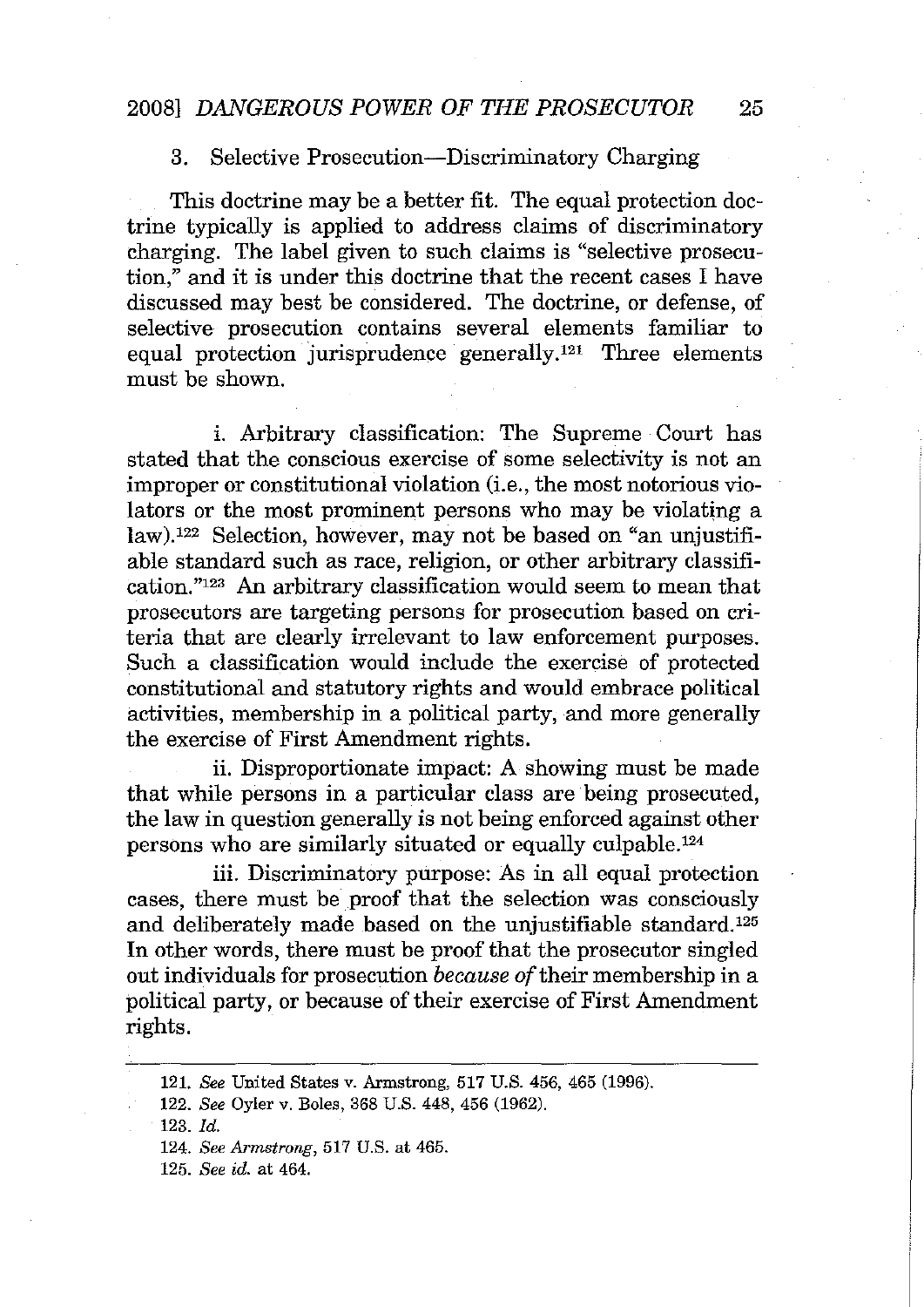### 3. Selective Prosecution—Discriminatory Charging

This doctrine may be a better fit. The equal protection doctrine typically is applied to address claims of discriminatory charging. The label given to such claims is "selective prosecution," and it is under this doctrine that the recent cases I have discussed may best be considered. The doctrine, or defense, of selective prosecution contains several elements familiar to equal protection jurisprudence generally.[121] Three elements must be shown.

i. Arbitrary classification: The Supreme Court has stated that the conscious exercise of some selectivity is not an improper or constitutional violation (i.e., the most notorious violators or the most prominent persons who may be violating a law).[122] Selection, however, may not be based on "an unjustifiable standard such as race, religion, or other arbitrary classification."[123] An arbitrary classification would seem to mean that prosecutors are targeting persons for prosecution based on criteria that are clearly irrelevant to law enforcement purposes. Such a classification would include the exercise of protected constitutional and statutory rights and would embrace political activities, membership in a political party, and more generally the exercise of First Amendment rights.

ii. Disproportionate impact: A showing must be made that while persons in a particular class are being prosecuted, the law in question generally is not being enforced against other persons who are similarly situated or equally culpable.[124]

iii. Discriminatory purpose: As in all equal protection cases, there must be proof that the selection was consciously and deliberately made based on the unjustifiable standard.[125] In other words, there must be proof that the prosecutor singled out individuals for prosecution *because of* their membership in a political party, or because of their exercise of First Amendment rights.

---

121. *See* United States v. Armstrong, 517 U.S. 456, 465 (1996).

122. *See* Oyler v. Boles, 368 U.S. 448, 456 (1962).

123. *Id.*

124. *See Armstrong*, 517 U.S. at 465.

125. *See id.* at 464.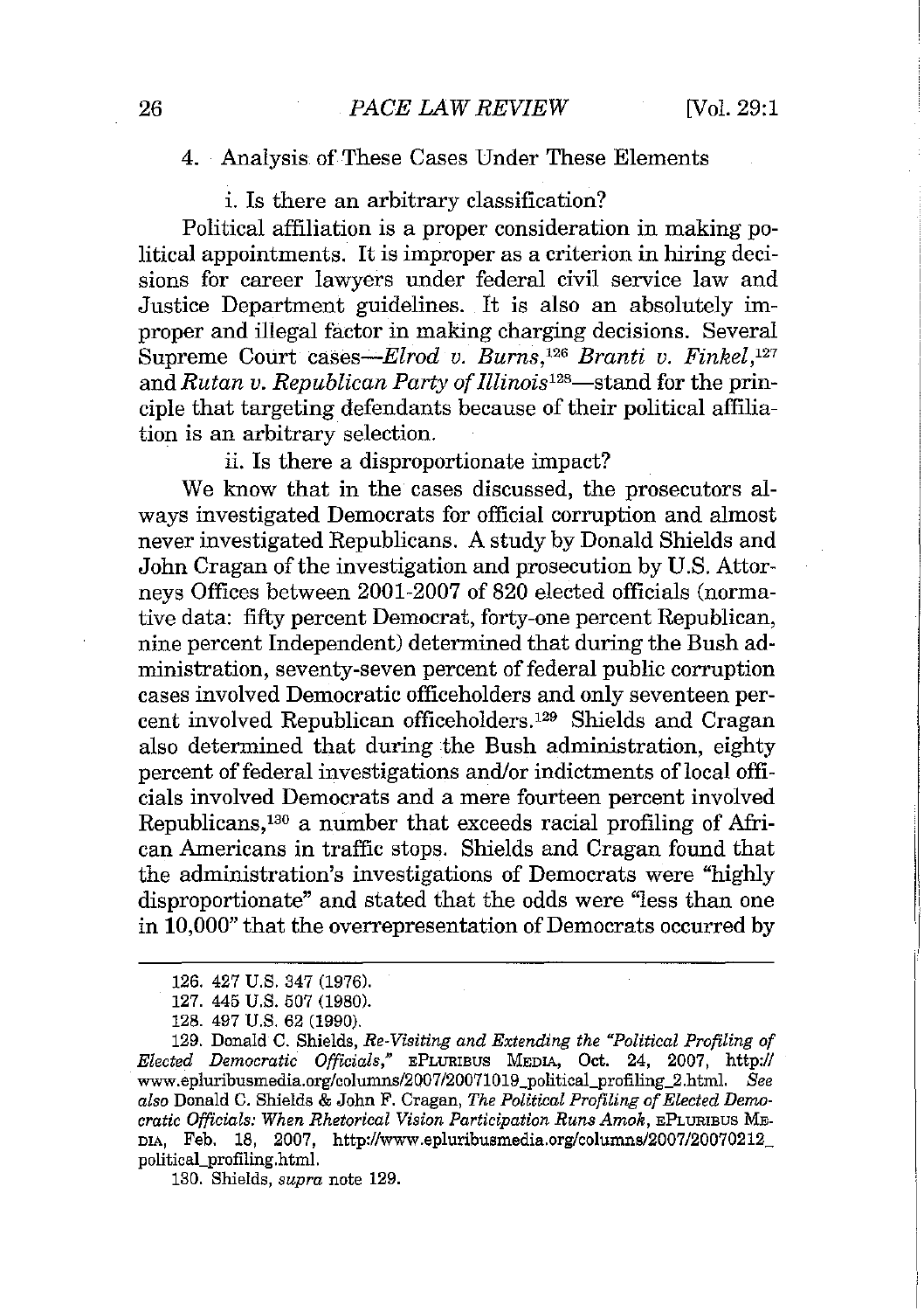4. Analysis of These Cases Under These Elements

i. Is there an arbitrary classification?

Political affiliation is a proper consideration in making political appointments. It is improper as a criterion in hiring decisions for career lawyers under federal civil service law and Justice Department guidelines. It is also an absolutely improper and illegal factor in making charging decisions. Several Supreme Court cases—*Elrod v. Burns*,[126] *Branti v. Finkel*,[127] and *Rutan v. Republican Party of Illinois*[128]—stand for the principle that targeting defendants because of their political affiliation is an arbitrary selection.

ii. Is there a disproportionate impact?

We know that in the cases discussed, the prosecutors always investigated Democrats for official corruption and almost never investigated Republicans. A study by Donald Shields and John Cragan of the investigation and prosecution by U.S. Attorneys Offices between 2001-2007 of 820 elected officials (normative data: fifty percent Democrat, forty-one percent Republican, nine percent Independent) determined that during the Bush administration, seventy-seven percent of federal public corruption cases involved Democratic officeholders and only seventeen percent involved Republican officeholders.[129] Shields and Cragan also determined that during the Bush administration, eighty percent of federal investigations and/or indictments of local officials involved Democrats and a mere fourteen percent involved Republicans,[130] a number that exceeds racial profiling of African Americans in traffic stops. Shields and Cragan found that the administration's investigations of Democrats were "highly disproportionate" and stated that the odds were "less than one in 10,000" that the overrepresentation of Democrats occurred by

---

126. 427 U.S. 347 (1976).

127. 445 U.S. 507 (1980).

128. 497 U.S. 62 (1990).

129. Donald C. Shields, *Re-Visiting and Extending the "Political Profiling of Elected Democratic Officials,"* EPLURIBUS MEDIA, Oct. 24, 2007, http://www.epluribusmedia.org/columns/2007/20071019_political_profiling_2.html. *See also* Donald C. Shields & John F. Cragan, *The Political Profiling of Elected Democratic Officials: When Rhetorical Vision Participation Runs Amok*, EPLURIBUS MEDIA, Feb. 18, 2007, http://www.epluribusmedia.org/columns/2007/20070212_political_profiling.html.

130. Shields, *supra* note 129.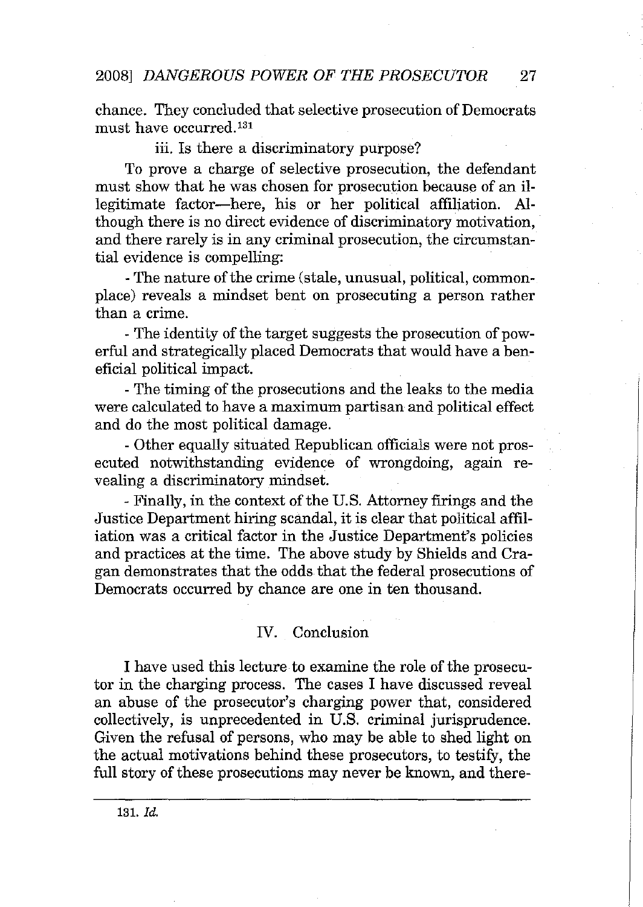chance. They concluded that selective prosecution of Democrats must have occurred.[131]

iii. Is there a discriminatory purpose?

To prove a charge of selective prosecution, the defendant must show that he was chosen for prosecution because of an illegitimate factor—here, his or her political affiliation. Although there is no direct evidence of discriminatory motivation, and there rarely is in any criminal prosecution, the circumstantial evidence is compelling:

- The nature of the crime (stale, unusual, political, commonplace) reveals a mindset bent on prosecuting a person rather than a crime.

- The identity of the target suggests the prosecution of powerful and strategically placed Democrats that would have a beneficial political impact.

- The timing of the prosecutions and the leaks to the media were calculated to have a maximum partisan and political effect and do the most political damage.

- Other equally situated Republican officials were not prosecuted notwithstanding evidence of wrongdoing, again revealing a discriminatory mindset.

- Finally, in the context of the U.S. Attorney firings and the Justice Department hiring scandal, it is clear that political affiliation was a critical factor in the Justice Department's policies and practices at the time. The above study by Shields and Cragan demonstrates that the odds that the federal prosecutions of Democrats occurred by chance are one in ten thousand.

## IV. Conclusion

I have used this lecture to examine the role of the prosecutor in the charging process. The cases I have discussed reveal an abuse of the prosecutor's charging power that, considered collectively, is unprecedented in U.S. criminal jurisprudence. Given the refusal of persons, who may be able to shed light on the actual motivations behind these prosecutors, to testify, the full story of these prosecutions may never be known, and there-

---

131. *Id.*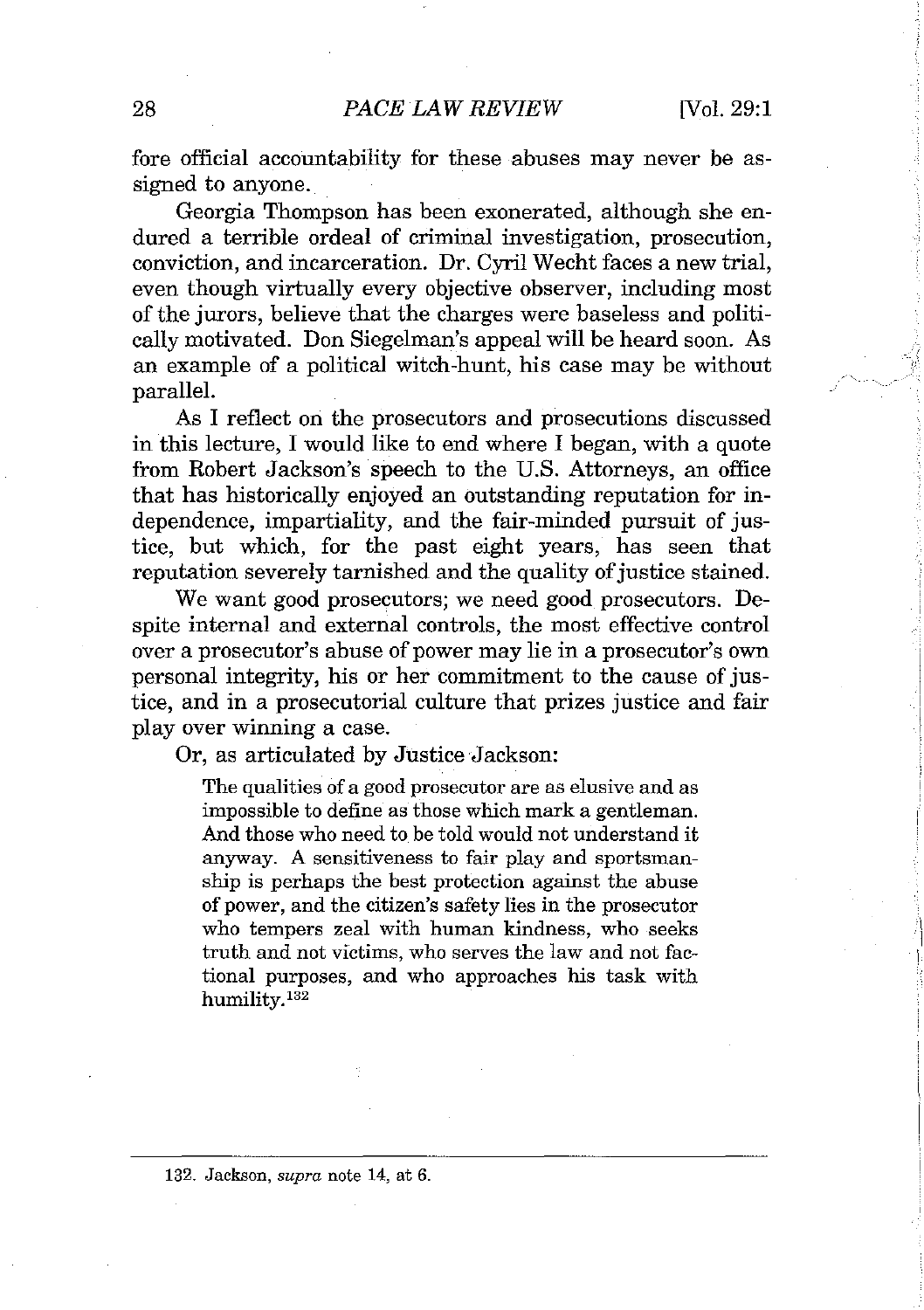fore official accountability for these abuses may never be assigned to anyone.

Georgia Thompson has been exonerated, although she endured a terrible ordeal of criminal investigation, prosecution, conviction, and incarceration. Dr. Cyril Wecht faces a new trial, even though virtually every objective observer, including most of the jurors, believe that the charges were baseless and politically motivated. Don Siegelman's appeal will be heard soon. As an example of a political witch-hunt, his case may be without parallel.

As I reflect on the prosecutors and prosecutions discussed in this lecture, I would like to end where I began, with a quote from Robert Jackson's speech to the U.S. Attorneys, an office that has historically enjoyed an outstanding reputation for independence, impartiality, and the fair-minded pursuit of justice, but which, for the past eight years, has seen that reputation severely tarnished and the quality of justice stained.

We want good prosecutors; we need good prosecutors. Despite internal and external controls, the most effective control over a prosecutor's abuse of power may lie in a prosecutor's own personal integrity, his or her commitment to the cause of justice, and in a prosecutorial culture that prizes justice and fair play over winning a case.

Or, as articulated by Justice Jackson:

> The qualities of a good prosecutor are as elusive and as impossible to define as those which mark a gentleman. And those who need to be told would not understand it anyway. A sensitiveness to fair play and sportsmanship is perhaps the best protection against the abuse of power, and the citizen's safety lies in the prosecutor who tempers zeal with human kindness, who seeks truth and not victims, who serves the law and not factional purposes, and who approaches his task with humility.[132]

---

132. Jackson, *supra* note 14, at 6.